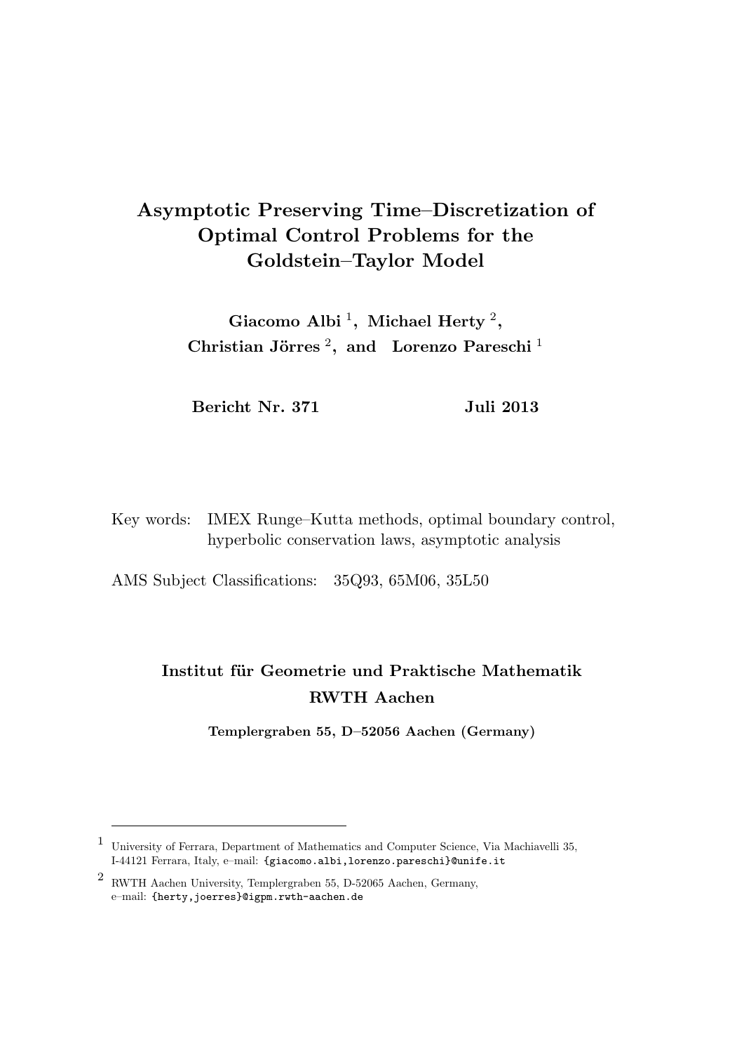# Asymptotic Preserving Time–Discretization of Optimal Control Problems for the Goldstein–Taylor Model

**Giacomo Albi [1], Michael Herty [2], Christian Jörres [2], and Lorenzo Pareschi [1]**

**Bericht Nr. 371** **Juli 2013**

Key words: IMEX Runge–Kutta methods, optimal boundary control, hyperbolic conservation laws, asymptotic analysis

AMS Subject Classifications: 35Q93, 65M06, 35L50

**Institut für Geometrie und Praktische Mathematik**
**RWTH Aachen**

**Templergraben 55, D–52056 Aachen (Germany)**

---

[1] University of Ferrara, Department of Mathematics and Computer Science, Via Machiavelli 35, I-44121 Ferrara, Italy, e–mail: `{giacomo.albi,lorenzo.pareschi}@unife.it`

[2] RWTH Aachen University, Templergraben 55, D-52065 Aachen, Germany, e–mail: `{herty,joerres}@igpm.rwth-aachen.de`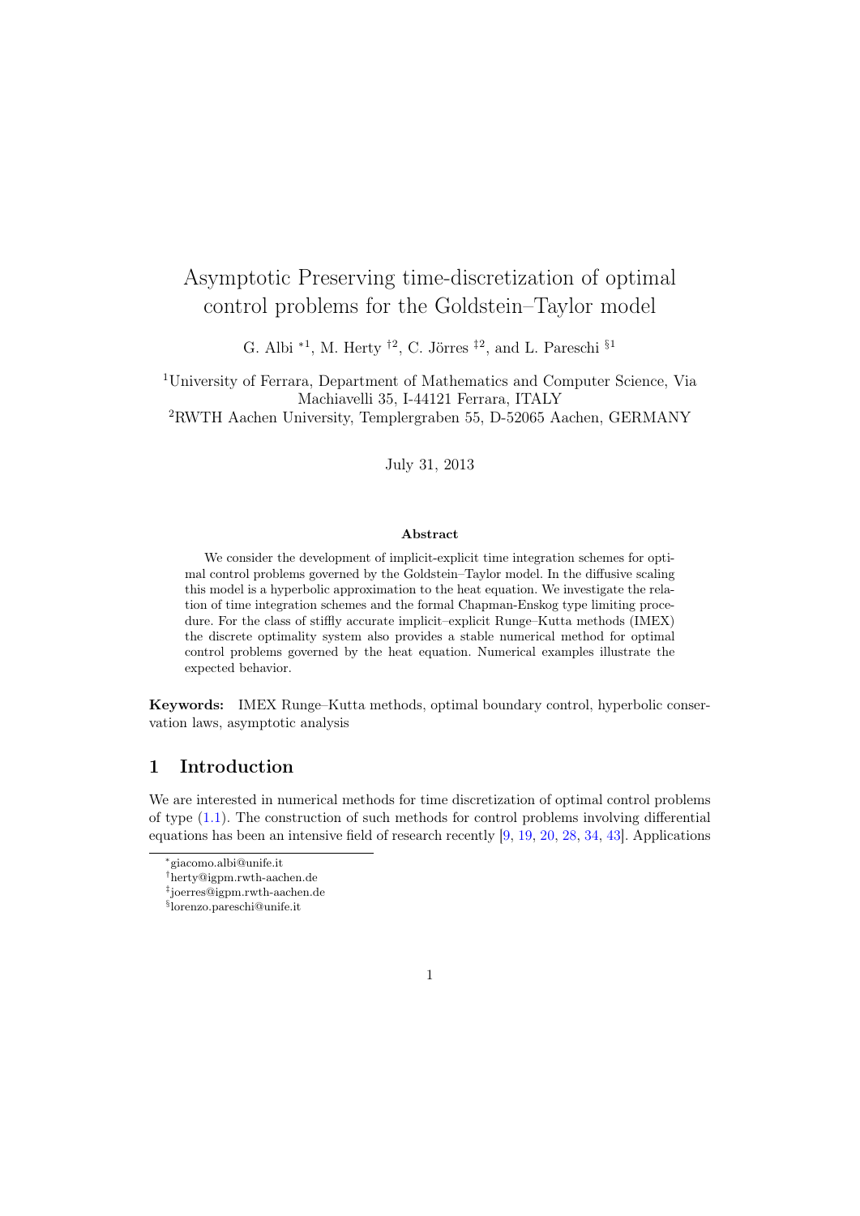# Asymptotic Preserving time-discretization of optimal control problems for the Goldstein–Taylor model

G. Albi [*1], M. Herty [†2], C. Jörres [‡2], and L. Pareschi [§1]

[1]University of Ferrara, Department of Mathematics and Computer Science, Via Machiavelli 35, I-44121 Ferrara, ITALY

[2]RWTH Aachen University, Templergraben 55, D-52065 Aachen, GERMANY

July 31, 2013

### Abstract

We consider the development of implicit-explicit time integration schemes for optimal control problems governed by the Goldstein–Taylor model. In the diffusive scaling this model is a hyperbolic approximation to the heat equation. We investigate the relation of time integration schemes and the formal Chapman-Enskog type limiting procedure. For the class of stiffly accurate implicit–explicit Runge–Kutta methods (IMEX) the discrete optimality system also provides a stable numerical method for optimal control problems governed by the heat equation. Numerical examples illustrate the expected behavior.

**Keywords:** IMEX Runge–Kutta methods, optimal boundary control, hyperbolic conservation laws, asymptotic analysis

## 1 Introduction

We are interested in numerical methods for time discretization of optimal control problems of type (1.1). The construction of such methods for control problems involving differential equations has been an intensive field of research recently [9, 19, 20, 28, 34, 43]. Applications

*giacomo.albi@unife.it

†herty@igpm.rwth-aachen.de

‡joerres@igpm.rwth-aachen.de

§lorenzo.pareschi@unife.it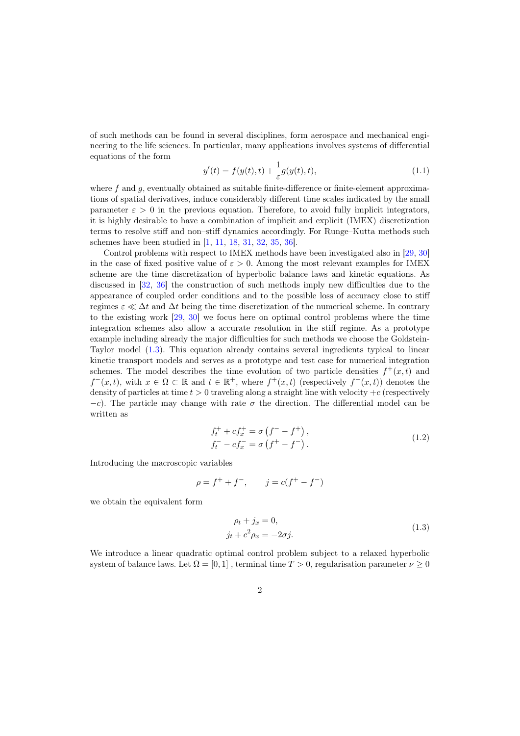of such methods can be found in several disciplines, form aerospace and mechanical engineering to the life sciences. In particular, many applications involves systems of differential equations of the form

$$y'(t) = f(y(t), t) + \frac{1}{\varepsilon} g(y(t), t), \tag{1.1}$$

where $f$ and $g$, eventually obtained as suitable finite-difference or finite-element approximations of spatial derivatives, induce considerably different time scales indicated by the small parameter $\varepsilon > 0$ in the previous equation. Therefore, to avoid fully implicit integrators, it is highly desirable to have a combination of implicit and explicit (IMEX) discretization terms to resolve stiff and non–stiff dynamics accordingly. For Runge–Kutta methods such schemes have been studied in [1, 11, 18, 31, 32, 35, 36].

Control problems with respect to IMEX methods have been investigated also in [29, 30] in the case of fixed positive value of $\varepsilon > 0$. Among the most relevant examples for IMEX scheme are the time discretization of hyperbolic balance laws and kinetic equations. As discussed in [32, 36] the construction of such methods imply new difficulties due to the appearance of coupled order conditions and to the possible loss of accuracy close to stiff regimes $\varepsilon \ll \Delta t$ and $\Delta t$ being the time discretization of the numerical scheme. In contrary to the existing work [29, 30] we focus here on optimal control problems where the time integration schemes also allow a accurate resolution in the stiff regime. As a prototype example including already the major difficulties for such methods we choose the Goldstein-Taylor model (1.3). This equation already contains several ingredients typical to linear kinetic transport models and serves as a prototype and test case for numerical integration schemes. The model describes the time evolution of two particle densities $f^+(x,t)$ and $f^-(x,t)$, with $x \in \Omega \subset \mathbb{R}$ and $t \in \mathbb{R}^+$, where $f^+(x,t)$ (respectively $f^-(x,t)$) denotes the density of particles at time $t > 0$ traveling along a straight line with velocity $+c$ (respectively $-c$). The particle may change with rate $\sigma$ the direction. The differential model can be written as

$$\begin{aligned} f^+_t + c f^+_x &= \sigma \left( f^- - f^+ \right), \\ f^-_t - c f^-_x &= \sigma \left( f^+ - f^- \right). \end{aligned} \tag{1.2}$$

Introducing the macroscopic variables

$$\rho = f^+ + f^-, \qquad j = c(f^+ - f^-)$$

we obtain the equivalent form

$$\begin{aligned} \rho_t + j_x &= 0, \\ j_t + c^2 \rho_x &= -2\sigma j. \end{aligned} \tag{1.3}$$

We introduce a linear quadratic optimal control problem subject to a relaxed hyperbolic system of balance laws. Let $\Omega = [0, 1]$ , terminal time $T > 0$, regularisation parameter $\nu \geq 0$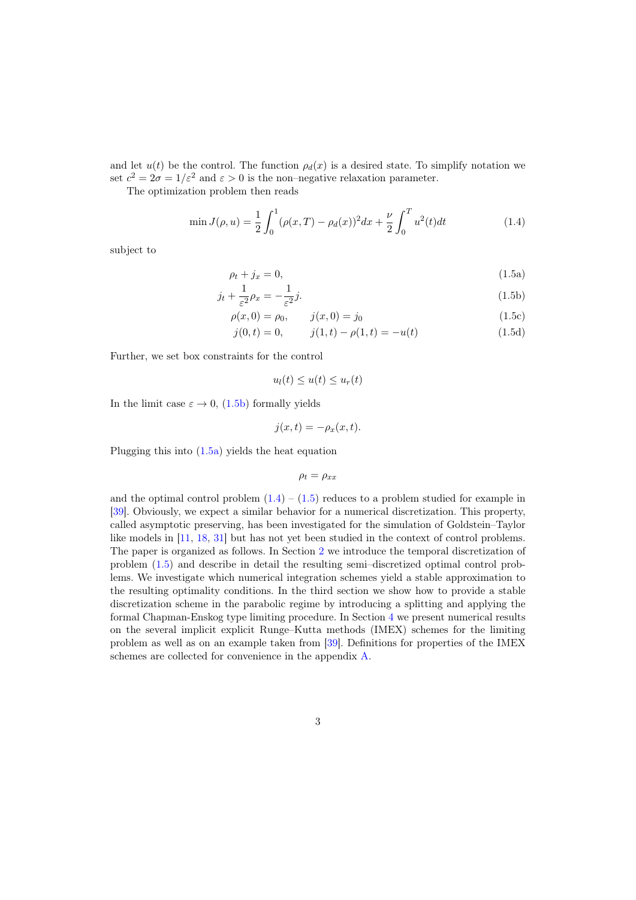and let $u(t)$ be the control. The function $\rho_d(x)$ is a desired state. To simplify notation we set $c^2 = 2\sigma = 1/\varepsilon^2$ and $\varepsilon > 0$ is the non–negative relaxation parameter.

The optimization problem then reads

$$\min J(\rho, u) = \frac{1}{2}\int_0^1 (\rho(x,T) - \rho_d(x))^2 dx + \frac{\nu}{2}\int_0^T u^2(t)dt \tag{1.4}$$

subject to

$$\rho_t + j_x = 0, \tag{1.5a}$$

$$j_t + \frac{1}{\varepsilon^2}\rho_x = -\frac{1}{\varepsilon^2}j. \tag{1.5b}$$

$$\rho(x,0) = \rho_0, \qquad j(x,0) = j_0 \tag{1.5c}$$

$$j(0,t) = 0, \qquad j(1,t) - \rho(1,t) = -u(t) \tag{1.5d}$$

Further, we set box constraints for the control

$$u_l(t) \leq u(t) \leq u_r(t)$$

In the limit case $\varepsilon \to 0$, (1.5b) formally yields

$$j(x,t) = -\rho_x(x,t).$$

Plugging this into (1.5a) yields the heat equation

$$\rho_t = \rho_{xx}$$

and the optimal control problem (1.4) – (1.5) reduces to a problem studied for example in [39]. Obviously, we expect a similar behavior for a numerical discretization. This property, called asymptotic preserving, has been investigated for the simulation of Goldstein–Taylor like models in [11, 18, 31] but has not yet been studied in the context of control problems. The paper is organized as follows. In Section 2 we introduce the temporal discretization of problem (1.5) and describe in detail the resulting semi–discretized optimal control problems. We investigate which numerical integration schemes yield a stable approximation to the resulting optimality conditions. In the third section we show how to provide a stable discretization scheme in the parabolic regime by introducing a splitting and applying the formal Chapman-Enskog type limiting procedure. In Section 4 we present numerical results on the several implicit explicit Runge–Kutta methods (IMEX) schemes for the limiting problem as well as on an example taken from [39]. Definitions for properties of the IMEX schemes are collected for convenience in the appendix A.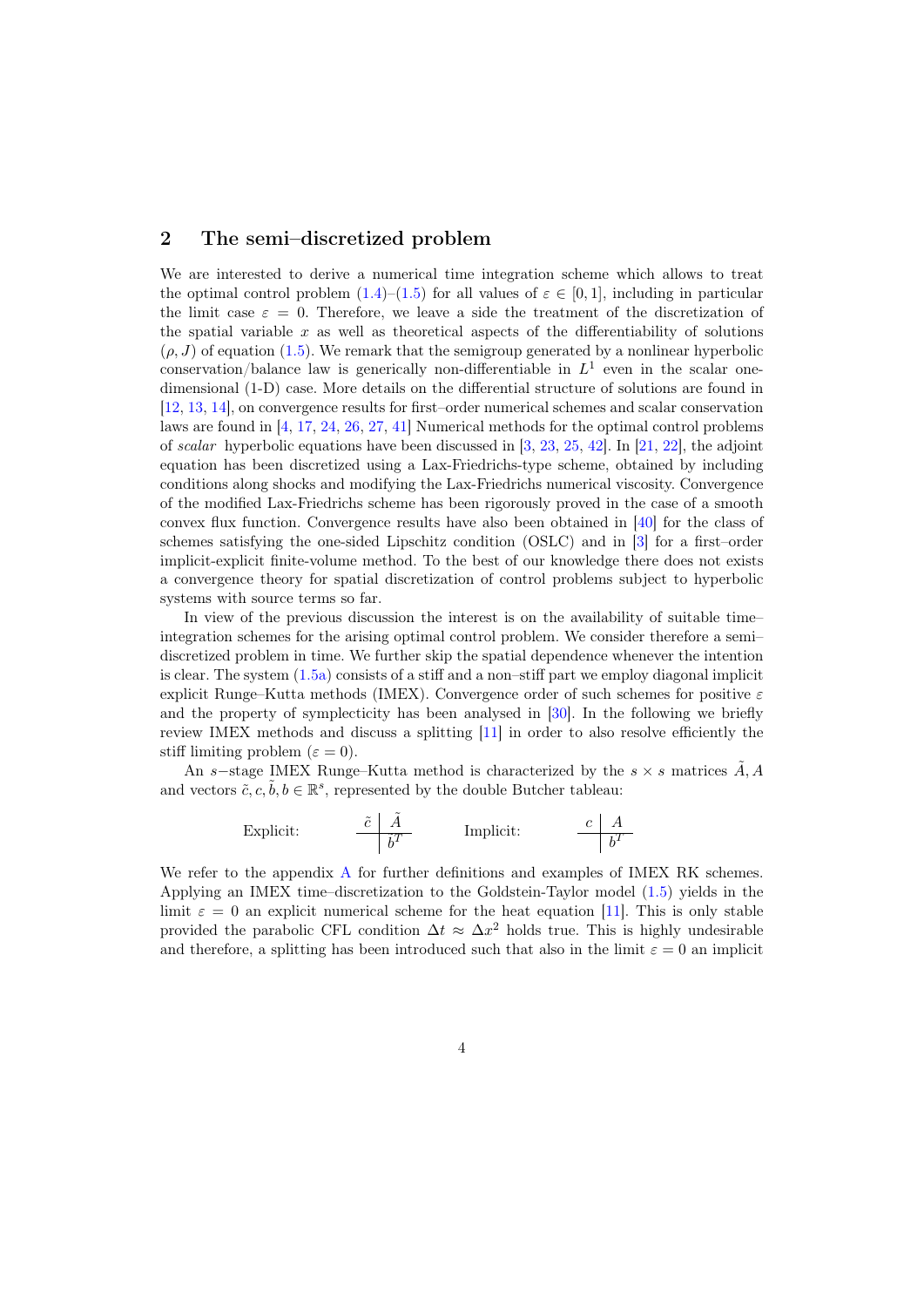## 2 The semi–discretized problem

We are interested to derive a numerical time integration scheme which allows to treat the optimal control problem (1.4)–(1.5) for all values of $\varepsilon \in [0, 1]$, including in particular the limit case $\varepsilon = 0$. Therefore, we leave a side the treatment of the discretization of the spatial variable $x$ as well as theoretical aspects of the differentiability of solutions $(\rho, J)$ of equation (1.5). We remark that the semigroup generated by a nonlinear hyperbolic conservation/balance law is generically non-differentiable in $L^1$ even in the scalar one-dimensional (1-D) case. More details on the differential structure of solutions are found in [12, 13, 14], on convergence results for first–order numerical schemes and scalar conservation laws are found in [4, 17, 24, 26, 27, 41] Numerical methods for the optimal control problems of *scalar* hyperbolic equations have been discussed in [3, 23, 25, 42]. In [21, 22], the adjoint equation has been discretized using a Lax-Friedrichs-type scheme, obtained by including conditions along shocks and modifying the Lax-Friedrichs numerical viscosity. Convergence of the modified Lax-Friedrichs scheme has been rigorously proved in the case of a smooth convex flux function. Convergence results have also been obtained in [40] for the class of schemes satisfying the one-sided Lipschitz condition (OSLC) and in [3] for a first–order implicit-explicit finite-volume method. To the best of our knowledge there does not exists a convergence theory for spatial discretization of control problems subject to hyperbolic systems with source terms so far.

In view of the previous discussion the interest is on the availability of suitable time–integration schemes for the arising optimal control problem. We consider therefore a semi–discretized problem in time. We further skip the spatial dependence whenever the intention is clear. The system (1.5a) consists of a stiff and a non–stiff part we employ diagonal implicit explicit Runge–Kutta methods (IMEX). Convergence order of such schemes for positive $\varepsilon$ and the property of symplecticity has been analysed in [30]. In the following we briefly review IMEX methods and discuss a splitting [11] in order to also resolve efficiently the stiff limiting problem ($\varepsilon = 0$).

An $s-$stage IMEX Runge–Kutta method is characterized by the $s \times s$ matrices $\tilde{A}, A$ and vectors $\tilde{c}, c, \tilde{b}, b \in \mathbb{R}^s$, represented by the double Butcher tableau:

$$\text{Explicit:} \qquad \begin{array}{c|c} \tilde{c} & \tilde{A} \\ \hline & \tilde{b}^T \end{array} \qquad\qquad \text{Implicit:} \qquad \begin{array}{c|c} c & A \\ \hline & b^T \end{array}$$

We refer to the appendix A for further definitions and examples of IMEX RK schemes. Applying an IMEX time–discretization to the Goldstein-Taylor model (1.5) yields in the limit $\varepsilon = 0$ an explicit numerical scheme for the heat equation [11]. This is only stable provided the parabolic CFL condition $\Delta t \approx \Delta x^2$ holds true. This is highly undesirable and therefore, a splitting has been introduced such that also in the limit $\varepsilon = 0$ an implicit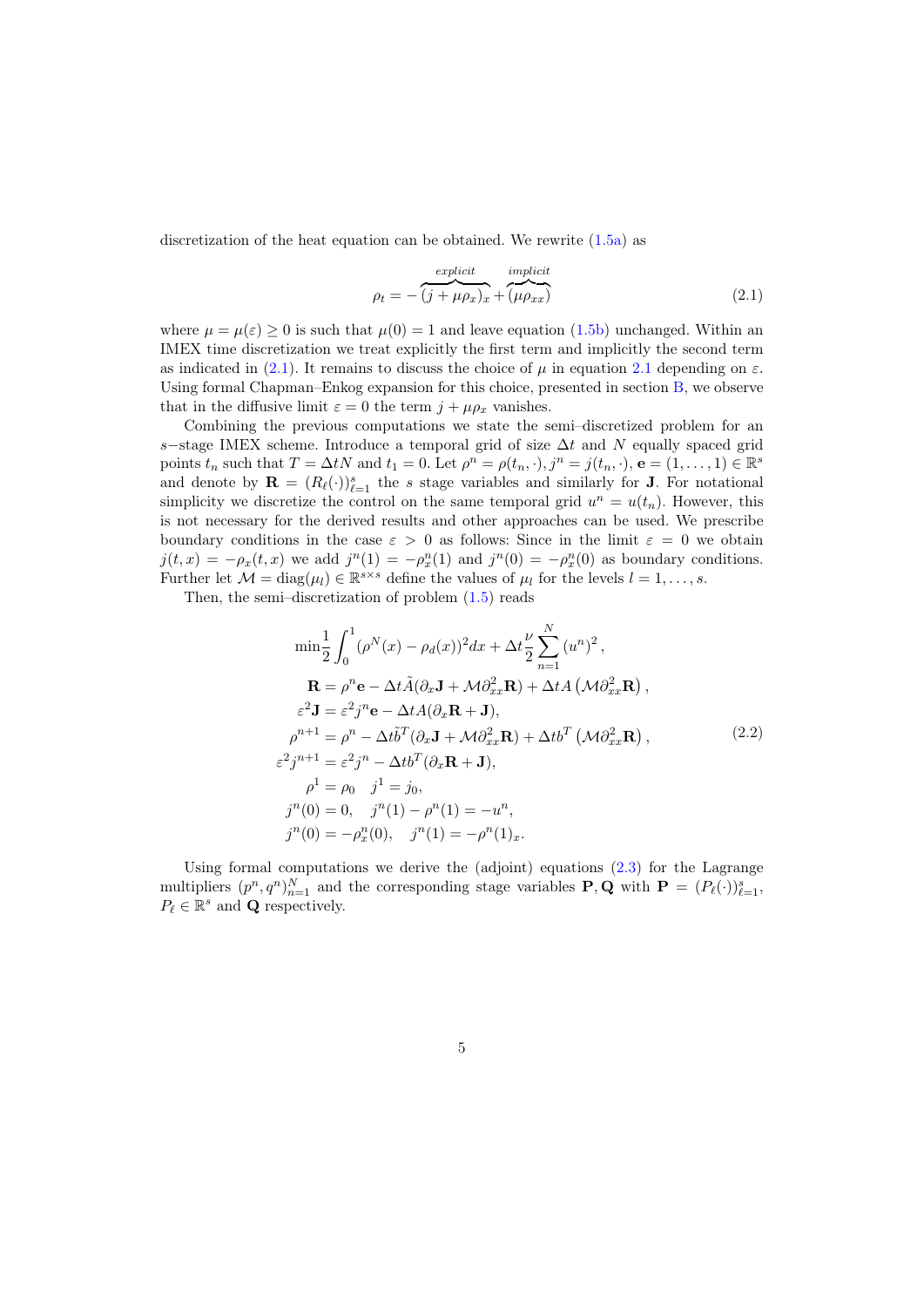discretization of the heat equation can be obtained. We rewrite (1.5a) as

$$\rho_t = -\overbrace{(j + \mu \rho_x)_x}^{explicit} + \overbrace{(\mu \rho_{xx})}^{implicit} \tag{2.1}$$

where $\mu = \mu(\varepsilon) \geq 0$ is such that $\mu(0) = 1$ and leave equation (1.5b) unchanged. Within an IMEX time discretization we treat explicitly the first term and implicitly the second term as indicated in (2.1). It remains to discuss the choice of $\mu$ in equation 2.1 depending on $\varepsilon$. Using formal Chapman–Enkog expansion for this choice, presented in section B, we observe that in the diffusive limit $\varepsilon = 0$ the term $j + \mu \rho_x$ vanishes.

Combining the previous computations we state the semi–discretized problem for an $s-$stage IMEX scheme. Introduce a temporal grid of size $\Delta t$ and $N$ equally spaced grid points $t_n$ such that $T = \Delta t N$ and $t_1 = 0$. Let $\rho^n = \rho(t_n, \cdot), j^n = j(t_n, \cdot)$, $\mathbf{e} = (1, \dots, 1) \in \mathbb{R}^s$ and denote by $\mathbf{R} = (R_\ell(\cdot))_{\ell=1}^s$ the $s$ stage variables and similarly for $\mathbf{J}$. For notational simplicity we discretize the control on the same temporal grid $u^n = u(t_n)$. However, this is not necessary for the derived results and other approaches can be used. We prescribe boundary conditions in the case $\varepsilon > 0$ as follows: Since in the limit $\varepsilon = 0$ we obtain $j(t,x) = -\rho_x(t,x)$ we add $j^n(1) = -\rho_x^n(1)$ and $j^n(0) = -\rho_x^n(0)$ as boundary conditions. Further let $\mathcal{M} = \operatorname{diag}(\mu_l) \in \mathbb{R}^{s \times s}$ define the values of $\mu_l$ for the levels $l = 1, \dots, s$.

Then, the semi–discretization of problem (1.5) reads

$$\begin{aligned}
&\min \frac{1}{2} \int_0^1 (\rho^N(x) - \rho_d(x))^2 dx + \Delta t \frac{\nu}{2} \sum_{n=1}^N (u^n)^2 \,, \\
&\mathbf{R} = \rho^n \mathbf{e} - \Delta t \tilde{A} (\partial_x \mathbf{J} + \mathcal{M} \partial_{xx}^2 \mathbf{R}) + \Delta t A \left( \mathcal{M} \partial_{xx}^2 \mathbf{R} \right) , \\
&\varepsilon^2 \mathbf{J} = \varepsilon^2 j^n \mathbf{e} - \Delta t A (\partial_x \mathbf{R} + \mathbf{J}), \\
&\rho^{n+1} = \rho^n - \Delta t \tilde{b}^T (\partial_x \mathbf{J} + \mathcal{M} \partial_{xx}^2 \mathbf{R}) + \Delta t b^T \left( \mathcal{M} \partial_{xx}^2 \mathbf{R} \right) , \\
&\varepsilon^2 j^{n+1} = \varepsilon^2 j^n - \Delta t b^T (\partial_x \mathbf{R} + \mathbf{J}), \\
&\rho^1 = \rho_0 \quad j^1 = j_0, \\
&j^n(0) = 0, \quad j^n(1) - \rho^n(1) = -u^n, \\
&j^n(0) = -\rho_x^n(0), \quad j^n(1) = -\rho^n(1)_x.
\end{aligned} \tag{2.2}$$

Using formal computations we derive the (adjoint) equations (2.3) for the Lagrange multipliers $(p^n, q^n)_{n=1}^N$ and the corresponding stage variables $\mathbf{P}, \mathbf{Q}$ with $\mathbf{P} = (P_\ell(\cdot))_{\ell=1}^s$, $P_\ell \in \mathbb{R}^s$ and $\mathbf{Q}$ respectively.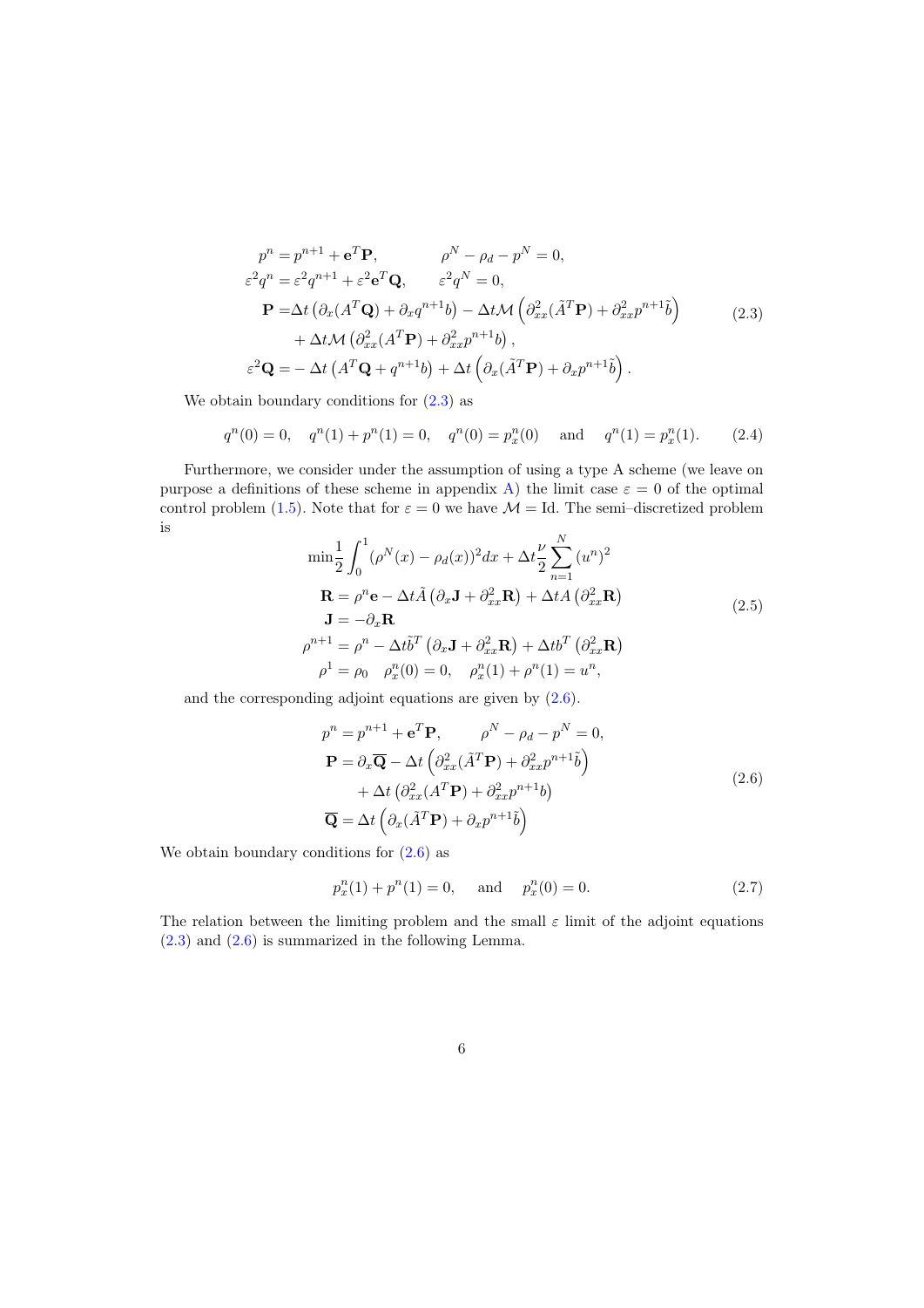$$
\begin{aligned}
p^n &= p^{n+1} + \mathbf{e}^T \mathbf{P}, \qquad\qquad \rho^N - \rho_d - p^N = 0, \\
\varepsilon^2 q^n &= \varepsilon^2 q^{n+1} + \varepsilon^2 \mathbf{e}^T \mathbf{Q}, \qquad \varepsilon^2 q^N = 0, \\
\mathbf{P} &= \Delta t \left( \partial_x (A^T \mathbf{Q}) + \partial_x q^{n+1} b \right) - \Delta t \mathcal{M} \left( \partial_{xx}^2 (\tilde{A}^T \mathbf{P}) + \partial_{xx}^2 p^{n+1} \tilde{b} \right) \\
&\quad + \Delta t \mathcal{M} \left( \partial_{xx}^2 (A^T \mathbf{P}) + \partial_{xx}^2 p^{n+1} b \right), \\
\varepsilon^2 \mathbf{Q} &= - \Delta t \left( A^T \mathbf{Q} + q^{n+1} b \right) + \Delta t \left( \partial_x (\tilde{A}^T \mathbf{P}) + \partial_x p^{n+1} \tilde{b} \right).
\end{aligned}
\tag{2.3}
$$

We obtain boundary conditions for (2.3) as

$$
q^n(0) = 0, \quad q^n(1) + p^n(1) = 0, \quad q^n(0) = p^n_x(0) \quad \text{and} \quad q^n(1) = p^n_x(1). \tag{2.4}
$$

Furthermore, we consider under the assumption of using a type A scheme (we leave on purpose a definitions of these scheme in appendix A) the limit case $\varepsilon = 0$ of the optimal control problem (1.5). Note that for $\varepsilon = 0$ we have $\mathcal{M} = \text{Id}$. The semi–discretized problem is

$$
\begin{aligned}
&\min \frac{1}{2} \int_0^1 (\rho^N(x) - \rho_d(x))^2 dx + \Delta t \frac{\nu}{2} \sum_{n=1}^N (u^n)^2 \\
&\mathbf{R} = \rho^n \mathbf{e} - \Delta t \tilde{A} \left( \partial_x \mathbf{J} + \partial_{xx}^2 \mathbf{R} \right) + \Delta t A \left( \partial_{xx}^2 \mathbf{R} \right) \\
&\mathbf{J} = - \partial_x \mathbf{R} \\
&\rho^{n+1} = \rho^n - \Delta t \tilde{b}^T \left( \partial_x \mathbf{J} + \partial_{xx}^2 \mathbf{R} \right) + \Delta t b^T \left( \partial_{xx}^2 \mathbf{R} \right) \\
&\rho^1 = \rho_0 \quad \rho^n_x(0) = 0, \quad \rho^n_x(1) + \rho^n(1) = u^n,
\end{aligned}
\tag{2.5}
$$

and the corresponding adjoint equations are given by (2.6).

$$
\begin{aligned}
p^n &= p^{n+1} + \mathbf{e}^T \mathbf{P}, \qquad \rho^N - \rho_d - p^N = 0, \\
\mathbf{P} &= \partial_x \overline{\mathbf{Q}} - \Delta t \left( \partial_{xx}^2 (\tilde{A}^T \mathbf{P}) + \partial_{xx}^2 p^{n+1} \tilde{b} \right) \\
&\quad + \Delta t \left( \partial_{xx}^2 (A^T \mathbf{P}) + \partial_{xx}^2 p^{n+1} b \right) \\
\overline{\mathbf{Q}} &= \Delta t \left( \partial_x (\tilde{A}^T \mathbf{P}) + \partial_x p^{n+1} \tilde{b} \right)
\end{aligned}
\tag{2.6}
$$

We obtain boundary conditions for (2.6) as

$$
p^n_x(1) + p^n(1) = 0, \quad \text{and} \quad p^n_x(0) = 0. \tag{2.7}
$$

The relation between the limiting problem and the small $\varepsilon$ limit of the adjoint equations (2.3) and (2.6) is summarized in the following Lemma.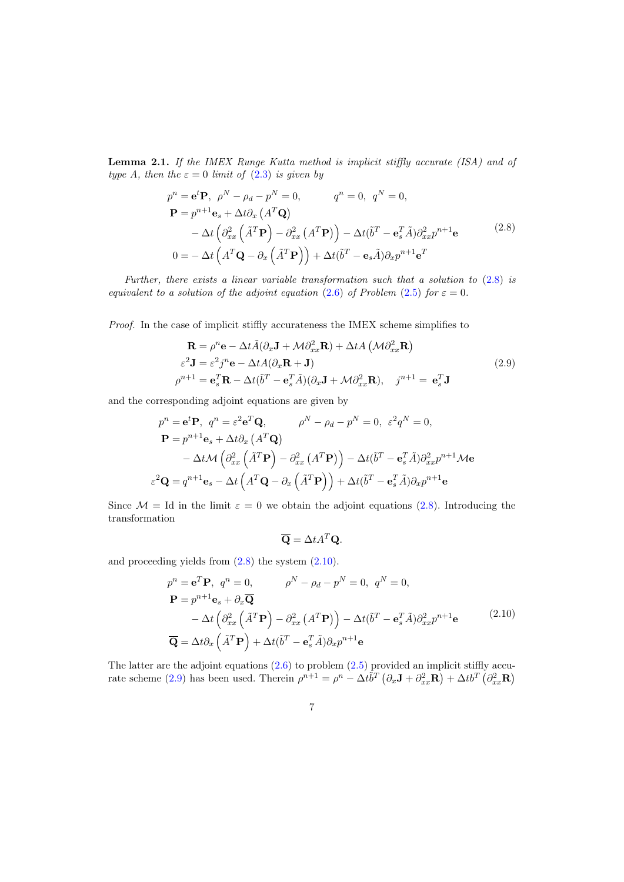**Lemma 2.1.** *If the IMEX Runge Kutta method is implicit stiffly accurate (ISA) and of type A, then the $\varepsilon = 0$ limit of (2.3) is given by*

$$
\begin{aligned}
p^n &= \mathbf{e}^t \mathbf{P}, \;\; \rho^N - \rho_d - p^N = 0, \qquad\quad q^n = 0, \;\; q^N = 0, \\
\mathbf{P} &= p^{n+1}\mathbf{e}_s + \Delta t \partial_x \left( A^T \mathbf{Q} \right) \\
&\quad - \Delta t \left( \partial_{xx}^2 \left( \tilde{A}^T \mathbf{P} \right) - \partial_{xx}^2 \left( A^T \mathbf{P} \right) \right) - \Delta t (\tilde{b}^T - \mathbf{e}_s^T \tilde{A}) \partial_{xx}^2 p^{n+1} \mathbf{e} \\
0 &= - \Delta t \left( A^T \mathbf{Q} - \partial_x \left( \tilde{A}^T \mathbf{P} \right) \right) + \Delta t (\tilde{b}^T - \mathbf{e}_s \tilde{A}) \partial_x p^{n+1} \mathbf{e}^T
\end{aligned}
\tag{2.8}
$$

*Further, there exists a linear variable transformation such that a solution to (2.8) is equivalent to a solution of the adjoint equation (2.6) of Problem (2.5) for $\varepsilon = 0$.*

*Proof.* In the case of implicit stiffly accurateness the IMEX scheme simplifies to

$$
\begin{aligned}
\mathbf{R} &= \rho^n \mathbf{e} - \Delta t \tilde{A} (\partial_x \mathbf{J} + \mathcal{M} \partial_{xx}^2 \mathbf{R}) + \Delta t A \left( \mathcal{M} \partial_{xx}^2 \mathbf{R} \right) \\
\varepsilon^2 \mathbf{J} &= \varepsilon^2 j^n \mathbf{e} - \Delta t A (\partial_x \mathbf{R} + \mathbf{J}) \\
\rho^{n+1} &= \mathbf{e}_s^T \mathbf{R} - \Delta t (\tilde{b}^T - \mathbf{e}_s^T \tilde{A})(\partial_x \mathbf{J} + \mathcal{M} \partial_{xx}^2 \mathbf{R}), \quad j^{n+1} = \mathbf{e}_s^T \mathbf{J}
\end{aligned}
\tag{2.9}
$$

and the corresponding adjoint equations are given by

$$
\begin{aligned}
p^n &= \mathbf{e}^t \mathbf{P}, \;\; q^n = \varepsilon^2 \mathbf{e}^T \mathbf{Q}, \qquad\quad \rho^N - \rho_d - p^N = 0, \;\; \varepsilon^2 q^N = 0, \\
\mathbf{P} &= p^{n+1}\mathbf{e}_s + \Delta t \partial_x \left( A^T \mathbf{Q} \right) \\
&\quad - \Delta t \mathcal{M} \left( \partial_{xx}^2 \left( \tilde{A}^T \mathbf{P} \right) - \partial_{xx}^2 \left( A^T \mathbf{P} \right) \right) - \Delta t (\tilde{b}^T - \mathbf{e}_s^T \tilde{A}) \partial_{xx}^2 p^{n+1} \mathcal{M} \mathbf{e} \\
\varepsilon^2 \mathbf{Q} &= q^{n+1} \mathbf{e}_s - \Delta t \left( A^T \mathbf{Q} - \partial_x \left( \tilde{A}^T \mathbf{P} \right) \right) + \Delta t (\tilde{b}^T - \mathbf{e}_s^T \tilde{A}) \partial_x p^{n+1} \mathbf{e}
\end{aligned}
$$

Since $\mathcal{M} = \text{Id}$ in the limit $\varepsilon = 0$ we obtain the adjoint equations (2.8). Introducing the transformation

$$
\overline{\mathbf{Q}} = \Delta t A^T \mathbf{Q}.
$$

and proceeding yields from (2.8) the system (2.10).

$$
\begin{aligned}
p^n &= \mathbf{e}^T \mathbf{P}, \;\; q^n = 0, \qquad\quad \rho^N - \rho_d - p^N = 0, \;\; q^N = 0, \\
\mathbf{P} &= p^{n+1}\mathbf{e}_s + \partial_x \overline{\mathbf{Q}} \\
&\quad - \Delta t \left( \partial_{xx}^2 \left( \tilde{A}^T \mathbf{P} \right) - \partial_{xx}^2 \left( A^T \mathbf{P} \right) \right) - \Delta t (\tilde{b}^T - \mathbf{e}_s^T \tilde{A}) \partial_{xx}^2 p^{n+1} \mathbf{e} \\
\overline{\mathbf{Q}} &= \Delta t \partial_x \left( \tilde{A}^T \mathbf{P} \right) + \Delta t (\tilde{b}^T - \mathbf{e}_s^T \tilde{A}) \partial_x p^{n+1} \mathbf{e}
\end{aligned}
\tag{2.10}
$$

The latter are the adjoint equations (2.6) to problem (2.5) provided an implicit stiffly accurate scheme (2.9) has been used. Therein $\rho^{n+1} = \rho^n - \Delta t \tilde{b}^T \left( \partial_x \mathbf{J} + \partial_{xx}^2 \mathbf{R} \right) + \Delta t b^T \left( \partial_{xx}^2 \mathbf{R} \right)$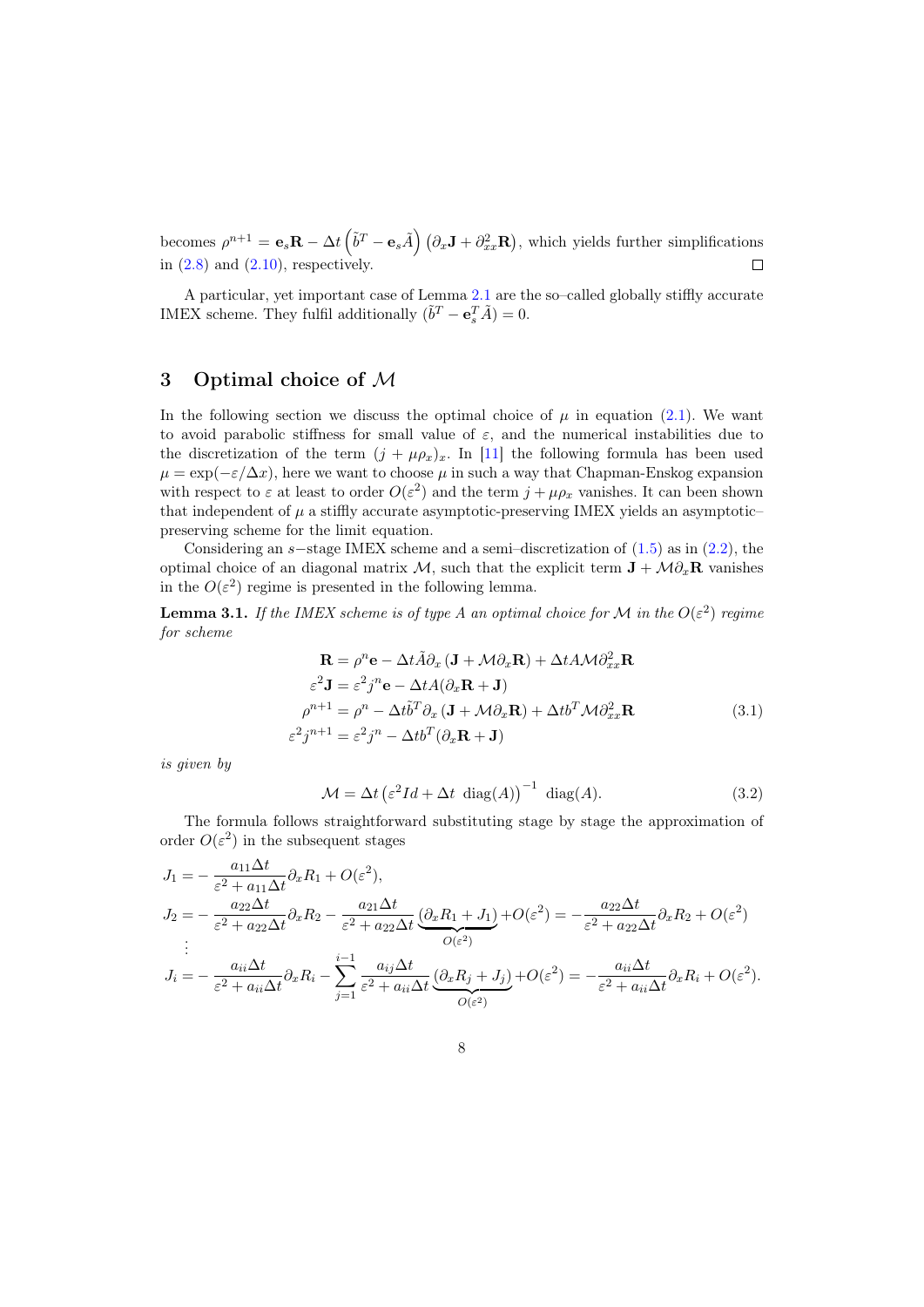becomes $\rho^{n+1} = \mathbf{e}_s\mathbf{R} - \Delta t\left(\tilde{b}^T - \mathbf{e}_s\tilde{A}\right)\left(\partial_x\mathbf{J} + \partial^2_{xx}\mathbf{R}\right)$, which yields further simplifications in (2.8) and (2.10), respectively. $\square$

A particular, yet important case of Lemma 2.1 are the so–called globally stiffly accurate IMEX scheme. They fulfil additionally $(\tilde{b}^T - \mathbf{e}_s^T\tilde{A}) = 0$.

## 3 Optimal choice of $\mathcal{M}$

In the following section we discuss the optimal choice of $\mu$ in equation (2.1). We want to avoid parabolic stiffness for small value of $\varepsilon$, and the numerical instabilities due to the discretization of the term $(j + \mu\rho_x)_x$. In [11] the following formula has been used $\mu = \exp(-\varepsilon/\Delta x)$, here we want to choose $\mu$ in such a way that Chapman-Enskog expansion with respect to $\varepsilon$ at least to order $O(\varepsilon^2)$ and the term $j + \mu\rho_x$ vanishes. It can been shown that independent of $\mu$ a stiffly accurate asymptotic-preserving IMEX yields an asymptotic–preserving scheme for the limit equation.

Considering an $s-$stage IMEX scheme and a semi–discretization of (1.5) as in (2.2), the optimal choice of an diagonal matrix $\mathcal{M}$, such that the explicit term $\mathbf{J} + \mathcal{M}\partial_x\mathbf{R}$ vanishes in the $O(\varepsilon^2)$ regime is presented in the following lemma.

**Lemma 3.1.** *If the IMEX scheme is of type A an optimal choice for $\mathcal{M}$ in the $O(\varepsilon^2)$ regime for scheme*

$$
\begin{aligned}
\mathbf{R} &= \rho^n\mathbf{e} - \Delta t\tilde{A}\partial_x\left(\mathbf{J} + \mathcal{M}\partial_x\mathbf{R}\right) + \Delta t A\mathcal{M}\partial^2_{xx}\mathbf{R}\\
\varepsilon^2\mathbf{J} &= \varepsilon^2 j^n\mathbf{e} - \Delta t A(\partial_x\mathbf{R} + \mathbf{J})\\
\rho^{n+1} &= \rho^n - \Delta t\tilde{b}^T\partial_x\left(\mathbf{J} + \mathcal{M}\partial_x\mathbf{R}\right) + \Delta t b^T\mathcal{M}\partial^2_{xx}\mathbf{R}\\
\varepsilon^2 j^{n+1} &= \varepsilon^2 j^n - \Delta t b^T(\partial_x\mathbf{R} + \mathbf{J})
\end{aligned}
\tag{3.1}
$$

*is given by*

$$
\mathcal{M} = \Delta t\left(\varepsilon^2 Id + \Delta t\ \operatorname{diag}(A)\right)^{-1}\ \operatorname{diag}(A). \tag{3.2}
$$

The formula follows straightforward substituting stage by stage the approximation of order $O(\varepsilon^2)$ in the subsequent stages

$$
\begin{aligned}
J_1 &= -\frac{a_{11}\Delta t}{\varepsilon^2 + a_{11}\Delta t}\partial_x R_1 + O(\varepsilon^2),\\
J_2 &= -\frac{a_{22}\Delta t}{\varepsilon^2 + a_{22}\Delta t}\partial_x R_2 - \frac{a_{21}\Delta t}{\varepsilon^2 + a_{22}\Delta t}\underbrace{(\partial_x R_1 + J_1)}_{O(\varepsilon^2)} + O(\varepsilon^2) = -\frac{a_{22}\Delta t}{\varepsilon^2 + a_{22}\Delta t}\partial_x R_2 + O(\varepsilon^2)\\
&\ \vdots\\
J_i &= -\frac{a_{ii}\Delta t}{\varepsilon^2 + a_{ii}\Delta t}\partial_x R_i - \sum_{j=1}^{i-1}\frac{a_{ij}\Delta t}{\varepsilon^2 + a_{ii}\Delta t}\underbrace{(\partial_x R_j + J_j)}_{O(\varepsilon^2)} + O(\varepsilon^2) = -\frac{a_{ii}\Delta t}{\varepsilon^2 + a_{ii}\Delta t}\partial_x R_i + O(\varepsilon^2).
\end{aligned}
$$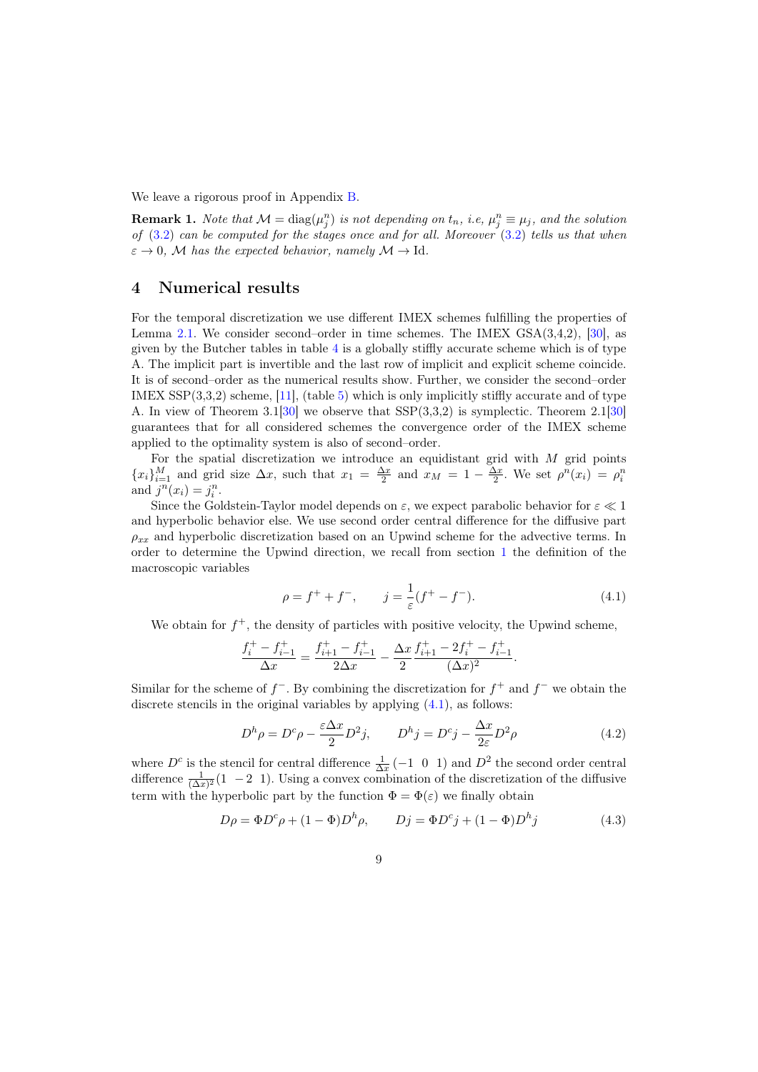We leave a rigorous proof in Appendix B.

**Remark 1.** *Note that $\mathcal{M} = \text{diag}(\mu_j^n)$ is not depending on $t_n$, i.e, $\mu_j^n \equiv \mu_j$, and the solution of (3.2) can be computed for the stages once and for all. Moreover (3.2) tells us that when $\varepsilon \to 0$, $\mathcal{M}$ has the expected behavior, namely $\mathcal{M} \to \text{Id}$.*

## 4 Numerical results

For the temporal discretization we use different IMEX schemes fulfilling the properties of Lemma 2.1. We consider second–order in time schemes. The IMEX GSA(3,4,2), [30], as given by the Butcher tables in table 4 is a globally stiffly accurate scheme which is of type A. The implicit part is invertible and the last row of implicit and explicit scheme coincide. It is of second–order as the numerical results show. Further, we consider the second–order IMEX SSP(3,3,2) scheme, [11], (table 5) which is only implicitly stiffly accurate and of type A. In view of Theorem 3.1[30] we observe that SSP(3,3,2) is symplectic. Theorem 2.1[30] guarantees that for all considered schemes the convergence order of the IMEX scheme applied to the optimality system is also of second–order.

For the spatial discretization we introduce an equidistant grid with $M$ grid points $\{x_i\}_{i=1}^M$ and grid size $\Delta x$, such that $x_1 = \frac{\Delta x}{2}$ and $x_M = 1 - \frac{\Delta x}{2}$. We set $\rho^n(x_i) = \rho_i^n$ and $j^n(x_i) = j_i^n$.

Since the Goldstein-Taylor model depends on $\varepsilon$, we expect parabolic behavior for $\varepsilon \ll 1$ and hyperbolic behavior else. We use second order central difference for the diffusive part $\rho_{xx}$ and hyperbolic discretization based on an Upwind scheme for the advective terms. In order to determine the Upwind direction, we recall from section 1 the definition of the macroscopic variables

$$\rho = f^+ + f^-, \qquad j = \frac{1}{\varepsilon}(f^+ - f^-). \tag{4.1}$$

We obtain for $f^+$, the density of particles with positive velocity, the Upwind scheme,

$$\frac{f_i^+ - f_{i-1}^+}{\Delta x} = \frac{f_{i+1}^+ - f_{i-1}^+}{2\Delta x} - \frac{\Delta x}{2}\frac{f_{i+1}^+ - 2f_i^+ - f_{i-1}^+}{(\Delta x)^2}.$$

Similar for the scheme of $f^-$. By combining the discretization for $f^+$ and $f^-$ we obtain the discrete stencils in the original variables by applying (4.1), as follows:

$$D^h\rho = D^c\rho - \frac{\varepsilon\Delta x}{2}D^2 j, \qquad D^h j = D^c j - \frac{\Delta x}{2\varepsilon}D^2\rho \tag{4.2}$$

where $D^c$ is the stencil for central difference $\frac{1}{\Delta x}(-1 \;\; 0 \;\; 1)$ and $D^2$ the second order central difference $\frac{1}{(\Delta x)^2}(1 \;\; -2 \;\; 1)$. Using a convex combination of the discretization of the diffusive term with the hyperbolic part by the function $\Phi = \Phi(\varepsilon)$ we finally obtain

$$D\rho = \Phi D^c\rho + (1-\Phi)D^h\rho, \qquad Dj = \Phi D^c j + (1-\Phi)D^h j \tag{4.3}$$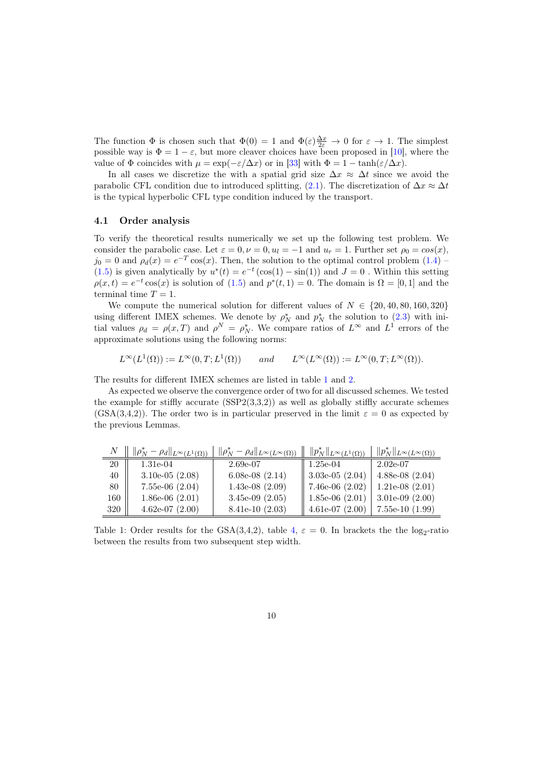The function $\Phi$ is chosen such that $\Phi(0) = 1$ and $\Phi(\varepsilon)\frac{\Delta x}{2\varepsilon} \to 0$ for $\varepsilon \to 1$. The simplest possible way is $\Phi = 1 - \varepsilon$, but more cleaver choices have been proposed in [10], where the value of $\Phi$ coincides with $\mu = \exp(-\varepsilon/\Delta x)$ or in [33] with $\Phi = 1 - \tanh(\varepsilon/\Delta x)$.

In all cases we discretize the with a spatial grid size $\Delta x \approx \Delta t$ since we avoid the parabolic CFL condition due to introduced splitting, (2.1). The discretization of $\Delta x \approx \Delta t$ is the typical hyperbolic CFL type condition induced by the transport.

### 4.1 Order analysis

To verify the theoretical results numerically we set up the following test problem. We consider the parabolic case. Let $\varepsilon = 0, \nu = 0, u_l = -1$ and $u_r = 1$. Further set $\rho_0 = cos(x)$, $j_0 = 0$ and $\rho_d(x) = e^{-T}\cos(x)$. Then, the solution to the optimal control problem (1.4) – (1.5) is given analytically by $u^*(t) = e^{-t}(\cos(1) - \sin(1))$ and $J = 0$ . Within this setting $\rho(x,t) = e^{-t}\cos(x)$ is solution of (1.5) and $p^*(t,1) = 0$. The domain is $\Omega = [0,1]$ and the terminal time $T = 1$.

We compute the numerical solution for different values of $N \in \{20, 40, 80, 160, 320\}$ using different IMEX schemes. We denote by $\rho_N^*$ and $p_N^*$ the solution to (2.3) with initial values $\rho_d = \rho(x,T)$ and $\rho^N = \rho_N^*$. We compare ratios of $L^\infty$ and $L^1$ errors of the approximate solutions using the following norms:

$$L^\infty(L^1(\Omega)) := L^\infty(0,T;L^1(\Omega)) \qquad \textit{and} \qquad L^\infty(L^\infty(\Omega)) := L^\infty(0,T;L^\infty(\Omega)).$$

The results for different IMEX schemes are listed in table 1 and 2.

As expected we observe the convergence order of two for all discussed schemes. We tested the example for stiffly accurate (SSP2(3,3,2)) as well as globally stiffly accurate schemes (GSA(3,4,2)). The order two is in particular preserved in the limit $\varepsilon = 0$ as expected by the previous Lemmas.

| $N$ | $\|\rho_N^* - \rho_d\|_{L^\infty(L^1(\Omega))}$ | $\|\rho_N^* - \rho_d\|_{L^\infty(L^\infty(\Omega))}$ | $\|p_N^*\|_{L^\infty(L^1(\Omega))}$ | $\|p_N^*\|_{L^\infty(L^\infty(\Omega))}$ |
|---|---|---|---|---|
| 20 | 1.31e-04 | 2.69e-07 | 1.25e-04 | 2.02e-07 |
| 40 | 3.10e-05 (2.08) | 6.08e-08 (2.14) | 3.03e-05 (2.04) | 4.88e-08 (2.04) |
| 80 | 7.55e-06 (2.04) | 1.43e-08 (2.09) | 7.46e-06 (2.02) | 1.21e-08 (2.01) |
| 160 | 1.86e-06 (2.01) | 3.45e-09 (2.05) | 1.85e-06 (2.01) | 3.01e-09 (2.00) |
| 320 | 4.62e-07 (2.00) | 8.41e-10 (2.03) | 4.61e-07 (2.00) | 7.55e-10 (1.99) |

Table 1: Order results for the GSA(3,4,2), table 4, $\varepsilon = 0$. In brackets the the $\log_2$-ratio between the results from two subsequent step width.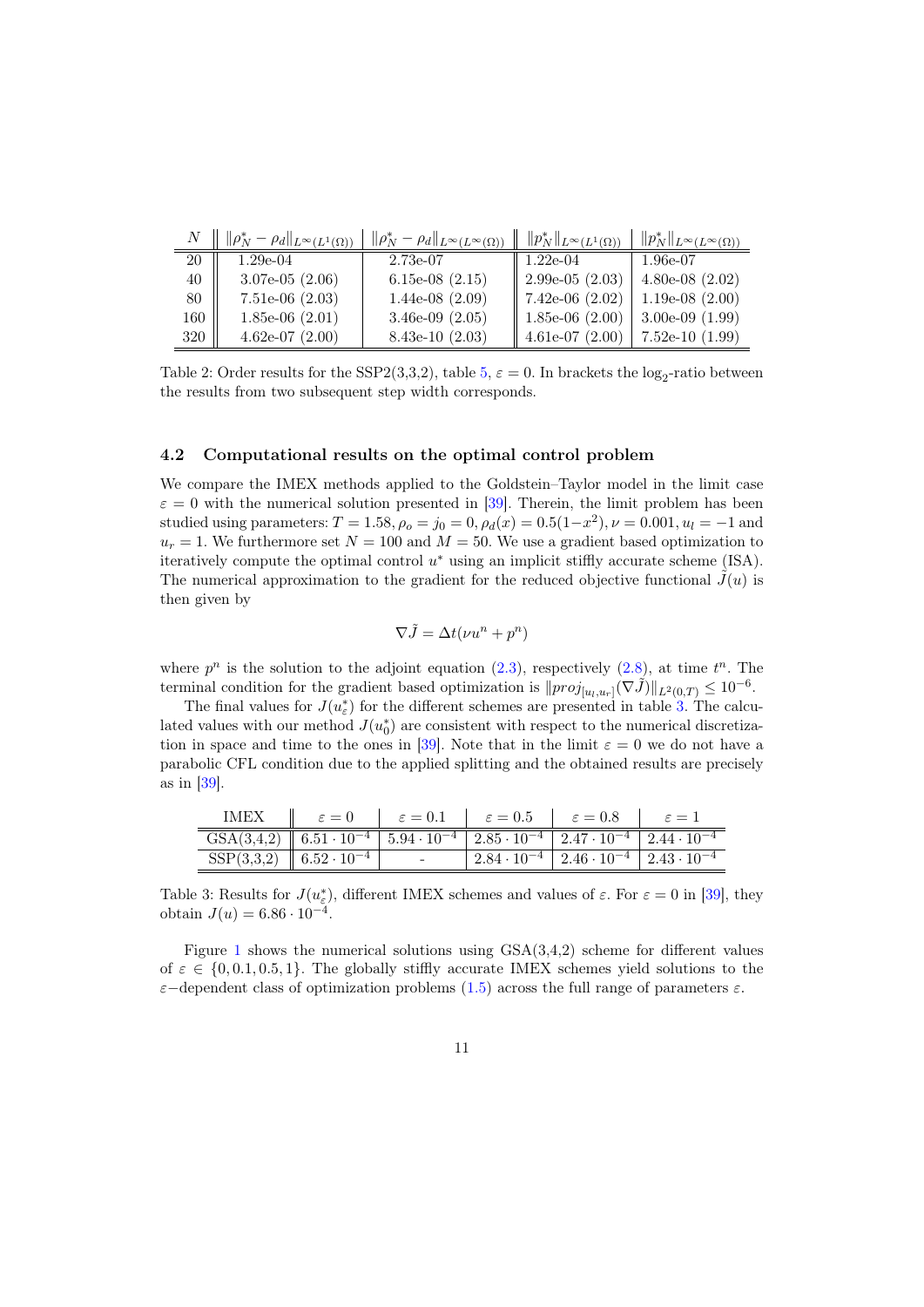| $N$ | $\|\rho_N^* - \rho_d\|_{L^\infty(L^1(\Omega))}$ | $\|\rho_N^* - \rho_d\|_{L^\infty(L^\infty(\Omega))}$ | $\|p_N^*\|_{L^\infty(L^1(\Omega))}$ | $\|p_N^*\|_{L^\infty(L^\infty(\Omega))}$ |
|---|---|---|---|---|
| 20 | 1.29e-04 | 2.73e-07 | 1.22e-04 | 1.96e-07 |
| 40 | 3.07e-05 (2.06) | 6.15e-08 (2.15) | 2.99e-05 (2.03) | 4.80e-08 (2.02) |
| 80 | 7.51e-06 (2.03) | 1.44e-08 (2.09) | 7.42e-06 (2.02) | 1.19e-08 (2.00) |
| 160 | 1.85e-06 (2.01) | 3.46e-09 (2.05) | 1.85e-06 (2.00) | 3.00e-09 (1.99) |
| 320 | 4.62e-07 (2.00) | 8.43e-10 (2.03) | 4.61e-07 (2.00) | 7.52e-10 (1.99) |

Table 2: Order results for the SSP2(3,3,2), table 5, $\varepsilon = 0$. In brackets the $\log_2$-ratio between the results from two subsequent step width corresponds.

### 4.2 Computational results on the optimal control problem

We compare the IMEX methods applied to the Goldstein–Taylor model in the limit case $\varepsilon = 0$ with the numerical solution presented in [39]. Therein, the limit problem has been studied using parameters: $T = 1.58, \rho_o = j_0 = 0, \rho_d(x) = 0.5(1-x^2), \nu = 0.001, u_l = -1$ and $u_r = 1$. We furthermore set $N = 100$ and $M = 50$. We use a gradient based optimization to iteratively compute the optimal control $u^*$ using an implicit stiffly accurate scheme (ISA). The numerical approximation to the gradient for the reduced objective functional $\tilde{J}(u)$ is then given by

$$\nabla\tilde{J} = \Delta t(\nu u^n + p^n)$$

where $p^n$ is the solution to the adjoint equation (2.3), respectively (2.8), at time $t^n$. The terminal condition for the gradient based optimization is $\|proj_{[u_l,u_r]}(\nabla\tilde{J})\|_{L^2(0,T)} \leq 10^{-6}$.

The final values for $J(u_\varepsilon^*)$ for the different schemes are presented in table 3. The calculated values with our method $J(u_0^*)$ are consistent with respect to the numerical discretization in space and time to the ones in [39]. Note that in the limit $\varepsilon = 0$ we do not have a parabolic CFL condition due to the applied splitting and the obtained results are precisely as in [39].

| IMEX | $\varepsilon = 0$ | $\varepsilon = 0.1$ | $\varepsilon = 0.5$ | $\varepsilon = 0.8$ | $\varepsilon = 1$ |
|---|---|---|---|---|---|
| GSA(3,4,2) | $6.51 \cdot 10^{-4}$ | $5.94 \cdot 10^{-4}$ | $2.85 \cdot 10^{-4}$ | $2.47 \cdot 10^{-4}$ | $2.44 \cdot 10^{-4}$ |
| SSP(3,3,2) | $6.52 \cdot 10^{-4}$ | - | $2.84 \cdot 10^{-4}$ | $2.46 \cdot 10^{-4}$ | $2.43 \cdot 10^{-4}$ |

Table 3: Results for $J(u_\varepsilon^*)$, different IMEX schemes and values of $\varepsilon$. For $\varepsilon = 0$ in [39], they obtain $J(u) = 6.86 \cdot 10^{-4}$.

Figure 1 shows the numerical solutions using GSA(3,4,2) scheme for different values of $\varepsilon \in \{0, 0.1, 0.5, 1\}$. The globally stiffly accurate IMEX schemes yield solutions to the $\varepsilon-$dependent class of optimization problems (1.5) across the full range of parameters $\varepsilon$.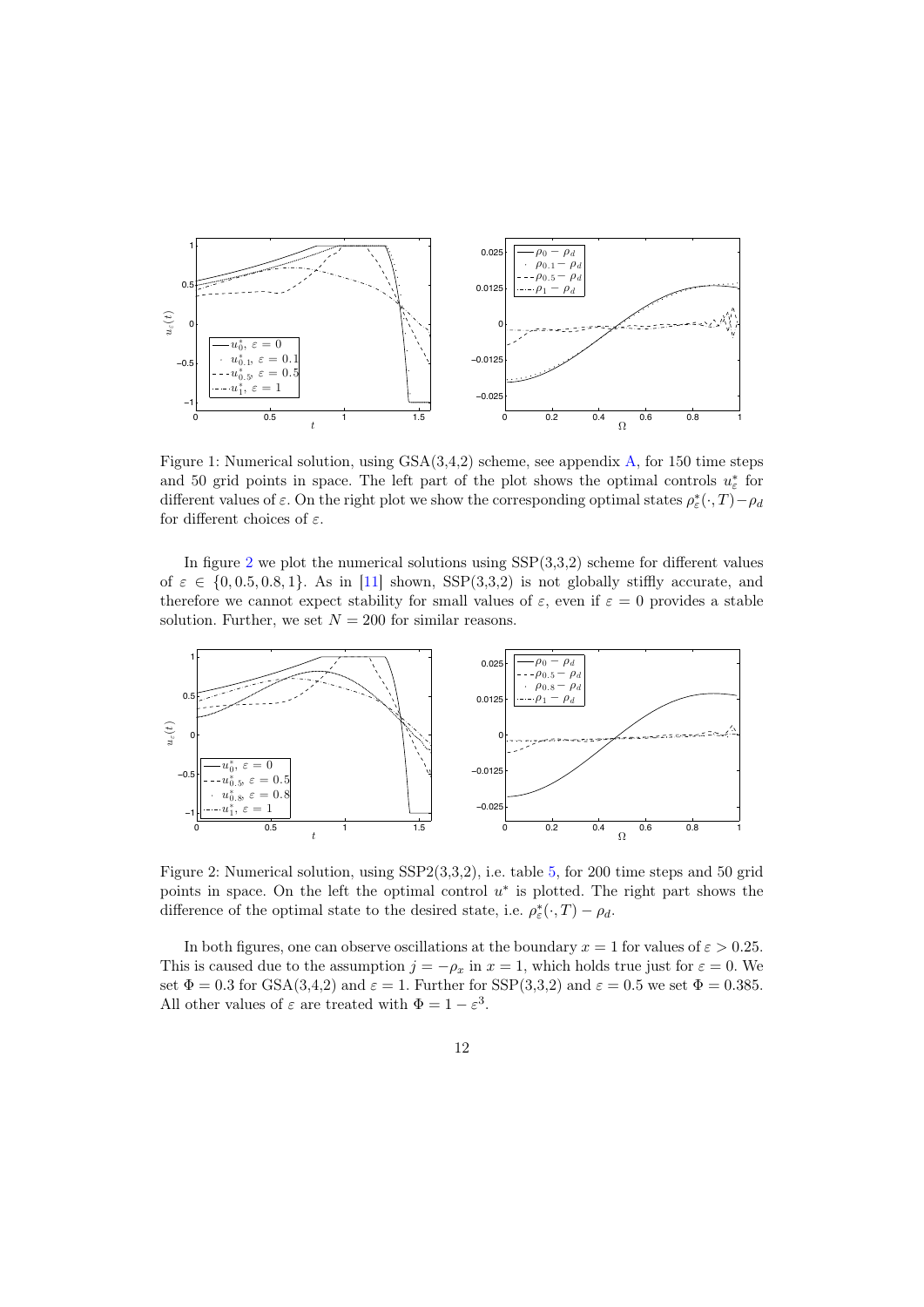Figure 1: Numerical solution, using GSA(3,4,2) scheme, see appendix A, for 150 time steps and 50 grid points in space. The left part of the plot shows the optimal controls $u_\varepsilon^*$ for different values of $\varepsilon$. On the right plot we show the corresponding optimal states $\rho_\varepsilon^*(\cdot,T)-\rho_d$ for different choices of $\varepsilon$.

In figure 2 we plot the numerical solutions using SSP(3,3,2) scheme for different values of $\varepsilon \in \{0, 0.5, 0.8, 1\}$. As in [11] shown, SSP(3,3,2) is not globally stiffly accurate, and therefore we cannot expect stability for small values of $\varepsilon$, even if $\varepsilon = 0$ provides a stable solution. Further, we set $N = 200$ for similar reasons.

Figure 2: Numerical solution, using SSP2(3,3,2), i.e. table 5, for 200 time steps and 50 grid points in space. On the left the optimal control $u^*$ is plotted. The right part shows the difference of the optimal state to the desired state, i.e. $\rho_\varepsilon^*(\cdot,T) - \rho_d$.

In both figures, one can observe oscillations at the boundary $x = 1$ for values of $\varepsilon > 0.25$. This is caused due to the assumption $j = -\rho_x$ in $x = 1$, which holds true just for $\varepsilon = 0$. We set $\Phi = 0.3$ for GSA(3,4,2) and $\varepsilon = 1$. Further for SSP(3,3,2) and $\varepsilon = 0.5$ we set $\Phi = 0.385$. All other values of $\varepsilon$ are treated with $\Phi = 1 - \varepsilon^3$.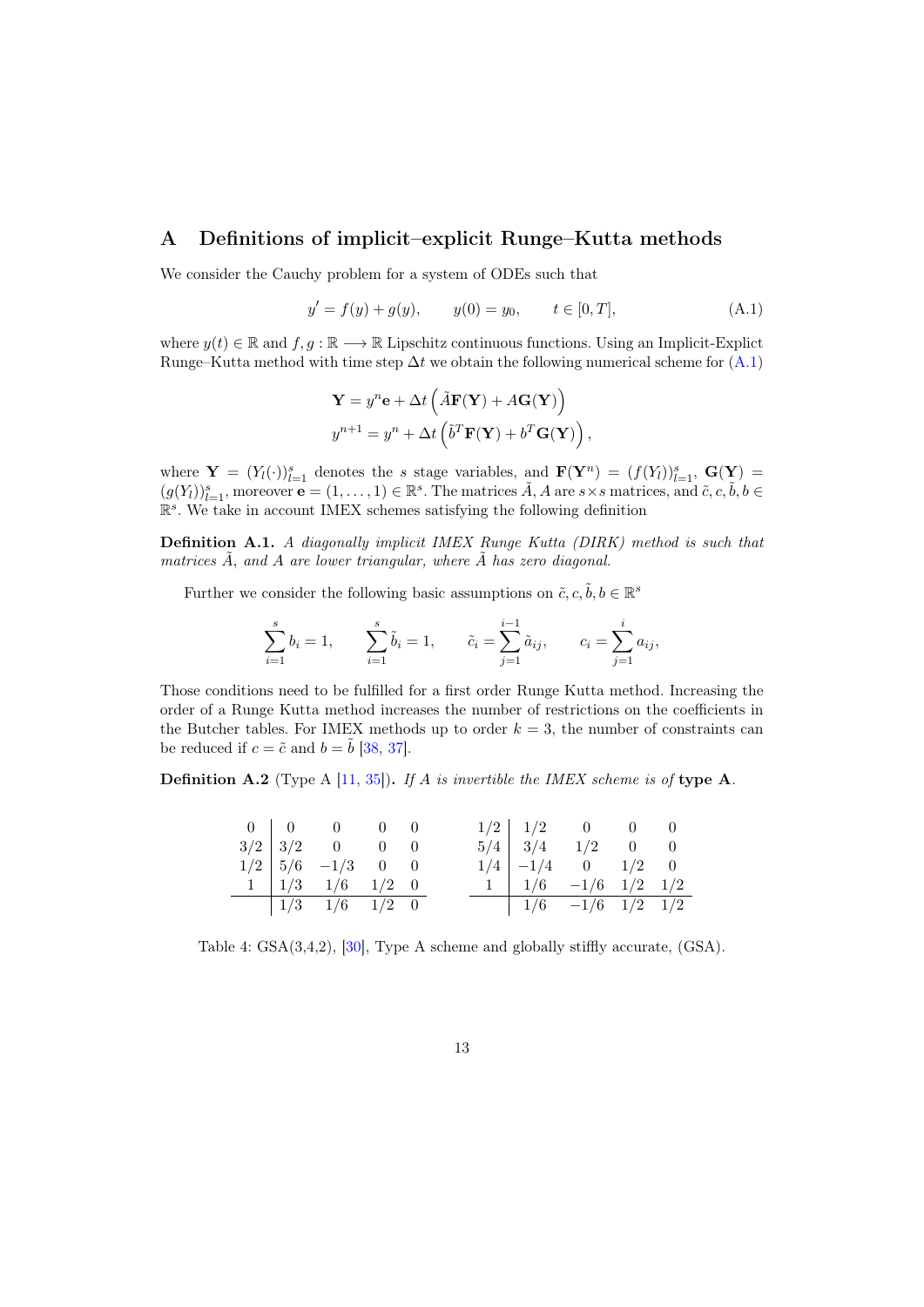# A Definitions of implicit–explicit Runge–Kutta methods

We consider the Cauchy problem for a system of ODEs such that

$$y' = f(y) + g(y), \qquad y(0) = y_0, \qquad t \in [0, T], \tag{A.1}$$

where $y(t) \in \mathbb{R}$ and $f, g : \mathbb{R} \longrightarrow \mathbb{R}$ Lipschitz continuous functions. Using an Implicit-Explict Runge–Kutta method with time step $\Delta t$ we obtain the following numerical scheme for (A.1)

$$\mathbf{Y} = y^n \mathbf{e} + \Delta t \left( \tilde{A} \mathbf{F}(\mathbf{Y}) + A \mathbf{G}(\mathbf{Y}) \right)$$
$$y^{n+1} = y^n + \Delta t \left( \tilde{b}^T \mathbf{F}(\mathbf{Y}) + b^T \mathbf{G}(\mathbf{Y}) \right),$$

where $\mathbf{Y} = (Y_l(\cdot))_{l=1}^s$ denotes the $s$ stage variables, and $\mathbf{F}(\mathbf{Y}^n) = (f(Y_l))_{l=1}^s$, $\mathbf{G}(\mathbf{Y}) = (g(Y_l))_{l=1}^s$, moreover $\mathbf{e} = (1, \ldots, 1) \in \mathbb{R}^s$. The matrices $\tilde{A}, A$ are $s \times s$ matrices, and $\tilde{c}, c, \tilde{b}, b \in \mathbb{R}^s$. We take in account IMEX schemes satisfying the following definition

**Definition A.1.** *A diagonally implicit IMEX Runge Kutta (DIRK) method is such that matrices $\tilde{A}$, and $A$ are lower triangular, where $\tilde{A}$ has zero diagonal.*

Further we consider the following basic assumptions on $\tilde{c}, c, \tilde{b}, b \in \mathbb{R}^s$

$$\sum_{i=1}^{s} b_i = 1, \qquad \sum_{i=1}^{s} \tilde{b}_i = 1, \qquad \tilde{c}_i = \sum_{j=1}^{i-1} \tilde{a}_{ij}, \qquad c_i = \sum_{j=1}^{i} a_{ij},$$

Those conditions need to be fulfilled for a first order Runge Kutta method. Increasing the order of a Runge Kutta method increases the number of restrictions on the coefficients in the Butcher tables. For IMEX methods up to order $k = 3$, the number of constraints can be reduced if $c = \tilde{c}$ and $b = \tilde{b}$ [38, 37].

**Definition A.2** (Type A [11, 35])**.** *If $A$ is invertible the IMEX scheme is of* **type A**.

| | | | | | | | | | | |
|---|---|---|---|---|---|---|---|---|---|---|
| $0$ | $0$ | $0$ | $0$ | $0$ | | $1/2$ | $1/2$ | $0$ | $0$ | $0$ |
| $3/2$ | $3/2$ | $0$ | $0$ | $0$ | | $5/4$ | $3/4$ | $1/2$ | $0$ | $0$ |
| $1/2$ | $5/6$ | $-1/3$ | $0$ | $0$ | | $1/4$ | $-1/4$ | $0$ | $1/2$ | $0$ |
| $1$ | $1/3$ | $1/6$ | $1/2$ | $0$ | | $1$ | $1/6$ | $-1/6$ | $1/2$ | $1/2$ |
| | $1/3$ | $1/6$ | $1/2$ | $0$ | | | $1/6$ | $-1/6$ | $1/2$ | $1/2$ |

Table 4: GSA(3,4,2), [30], Type A scheme and globally stiffly accurate, (GSA).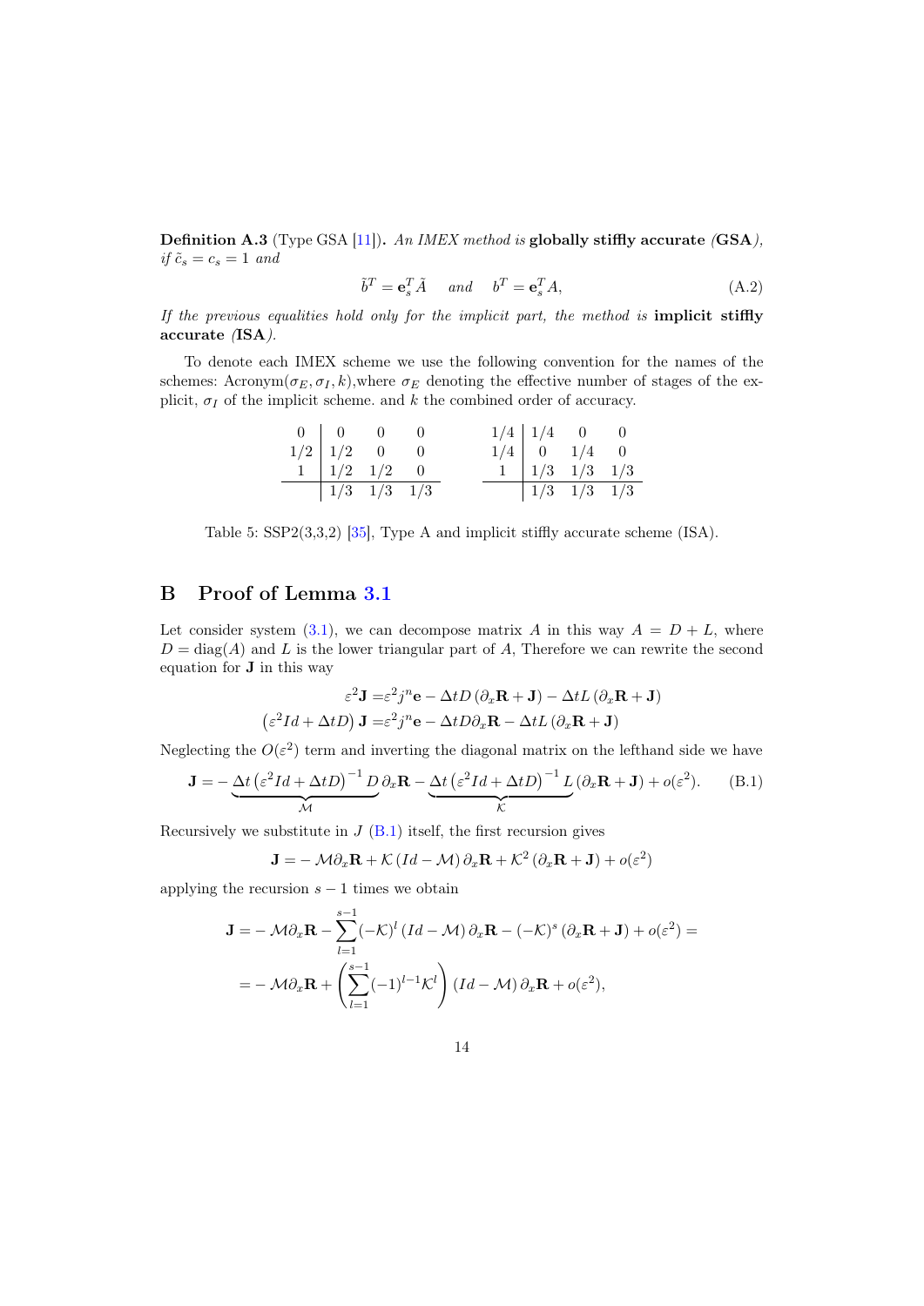**Definition A.3** (Type GSA [11]). *An IMEX method is* **globally stiffly accurate** *(***GSA***), if $\tilde{c}_s = c_s = 1$ and*

$$\tilde{b}^T = \mathbf{e}_s^T \tilde{A} \quad \text{and} \quad b^T = \mathbf{e}_s^T A, \tag{A.2}$$

*If the previous equalities hold only for the implicit part, the method is* **implicit stiffly accurate** *(***ISA***).*

To denote each IMEX scheme we use the following convention for the names of the schemes: Acronym($\sigma_E, \sigma_I, k$),where $\sigma_E$ denoting the effective number of stages of the explicit, $\sigma_I$ of the implicit scheme. and $k$ the combined order of accuracy.

$$
\begin{array}{c|ccc}
0 & 0 & 0 & 0 \\
1/2 & 1/2 & 0 & 0 \\
1 & 1/2 & 1/2 & 0 \\
\hline
 & 1/3 & 1/3 & 1/3
\end{array}
\qquad
\begin{array}{c|ccc}
1/4 & 1/4 & 0 & 0 \\
1/4 & 0 & 1/4 & 0 \\
1 & 1/3 & 1/3 & 1/3 \\
\hline
 & 1/3 & 1/3 & 1/3
\end{array}
$$

Table 5: SSP2(3,3,2) [35], Type A and implicit stiffly accurate scheme (ISA).

## B Proof of Lemma 3.1

Let consider system (3.1), we can decompose matrix $A$ in this way $A = D + L$, where $D = \text{diag}(A)$ and $L$ is the lower triangular part of $A$, Therefore we can rewrite the second equation for $\mathbf{J}$ in this way

$$
\begin{aligned}
\varepsilon^2 \mathbf{J} =& \varepsilon^2 j^n \mathbf{e} - \Delta t D \left(\partial_x \mathbf{R} + \mathbf{J}\right) - \Delta t L \left(\partial_x \mathbf{R} + \mathbf{J}\right) \\
\left(\varepsilon^2 Id + \Delta t D\right) \mathbf{J} =& \varepsilon^2 j^n \mathbf{e} - \Delta t D \partial_x \mathbf{R} - \Delta t L \left(\partial_x \mathbf{R} + \mathbf{J}\right)
\end{aligned}
$$

Neglecting the $O(\varepsilon^2)$ term and inverting the diagonal matrix on the lefthand side we have

$$\mathbf{J} = -\underbrace{\Delta t \left(\varepsilon^2 Id + \Delta t D\right)^{-1} D}_{\mathcal{M}} \partial_x \mathbf{R} - \underbrace{\Delta t \left(\varepsilon^2 Id + \Delta t D\right)^{-1} L}_{\mathcal{K}} \left(\partial_x \mathbf{R} + \mathbf{J}\right) + o(\varepsilon^2). \tag{B.1}$$

Recursively we substitute in $J$ (B.1) itself, the first recursion gives

$$\mathbf{J} = -\mathcal{M} \partial_x \mathbf{R} + \mathcal{K} \left(Id - \mathcal{M}\right) \partial_x \mathbf{R} + \mathcal{K}^2 \left(\partial_x \mathbf{R} + \mathbf{J}\right) + o(\varepsilon^2)$$

applying the recursion $s - 1$ times we obtain

$$
\begin{aligned}
\mathbf{J} =& -\mathcal{M} \partial_x \mathbf{R} - \sum_{l=1}^{s-1} (-\mathcal{K})^l \left(Id - \mathcal{M}\right) \partial_x \mathbf{R} - (-\mathcal{K})^s \left(\partial_x \mathbf{R} + \mathbf{J}\right) + o(\varepsilon^2) = \\
=& -\mathcal{M} \partial_x \mathbf{R} + \left(\sum_{l=1}^{s-1} (-1)^{l-1} \mathcal{K}^l\right) \left(Id - \mathcal{M}\right) \partial_x \mathbf{R} + o(\varepsilon^2),
\end{aligned}
$$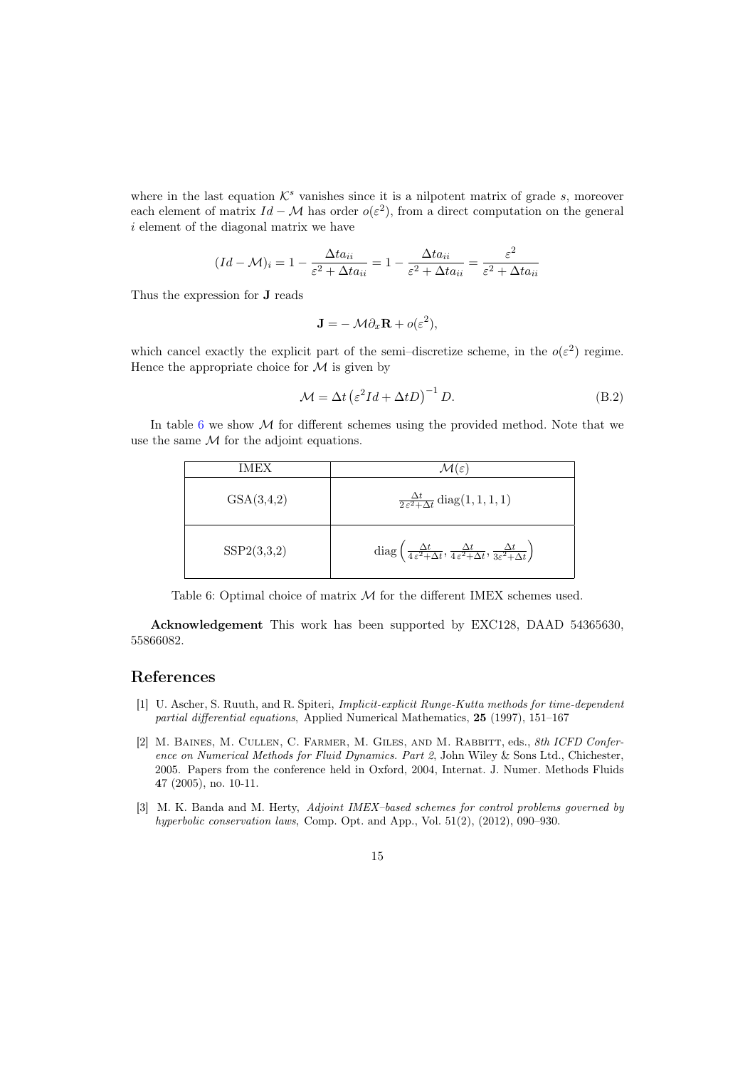where in the last equation $\mathcal{K}^s$ vanishes since it is a nilpotent matrix of grade $s$, moreover each element of matrix $Id - \mathcal{M}$ has order $o(\varepsilon^2)$, from a direct computation on the general $i$ element of the diagonal matrix we have

$$(Id - \mathcal{M})_i = 1 - \frac{\Delta t a_{ii}}{\varepsilon^2 + \Delta t a_{ii}} = 1 - \frac{\Delta t a_{ii}}{\varepsilon^2 + \Delta t a_{ii}} = \frac{\varepsilon^2}{\varepsilon^2 + \Delta t a_{ii}}$$

Thus the expression for $\mathbf{J}$ reads

$$\mathbf{J} = -\,\mathcal{M}\partial_x \mathbf{R} + o(\varepsilon^2),$$

which cancel exactly the explicit part of the semi–discretize scheme, in the $o(\varepsilon^2)$ regime. Hence the appropriate choice for $\mathcal{M}$ is given by

$$\mathcal{M} = \Delta t \left(\varepsilon^2 Id + \Delta t D\right)^{-1} D. \tag{B.2}$$

In table 6 we show $\mathcal{M}$ for different schemes using the provided method. Note that we use the same $\mathcal{M}$ for the adjoint equations.

| IMEX | $\mathcal{M}(\varepsilon)$ |
|---|---|
| GSA(3,4,2) | $\frac{\Delta t}{2\varepsilon^2 + \Delta t}\,\mathrm{diag}(1,1,1,1)$ |
| SSP2(3,3,2) | $\mathrm{diag}\left(\frac{\Delta t}{4\varepsilon^2 + \Delta t}, \frac{\Delta t}{4\varepsilon^2 + \Delta t}, \frac{\Delta t}{3\varepsilon^2 + \Delta t}\right)$ |

Table 6: Optimal choice of matrix $\mathcal{M}$ for the different IMEX schemes used.

**Acknowledgement** This work has been supported by EXC128, DAAD 54365630, 55866082.

# References

[1] U. Ascher, S. Ruuth, and R. Spiteri, *Implicit-explicit Runge-Kutta methods for time-dependent partial differential equations*, Applied Numerical Mathematics, **25** (1997), 151–167

[2] M. Baines, M. Cullen, C. Farmer, M. Giles, and M. Rabbitt, eds., *8th ICFD Conference on Numerical Methods for Fluid Dynamics. Part 2*, John Wiley & Sons Ltd., Chichester, 2005. Papers from the conference held in Oxford, 2004, Internat. J. Numer. Methods Fluids **47** (2005), no. 10-11.

[3] M. K. Banda and M. Herty, *Adjoint IMEX–based schemes for control problems governed by hyperbolic conservation laws*, Comp. Opt. and App., Vol. 51(2), (2012), 090–930.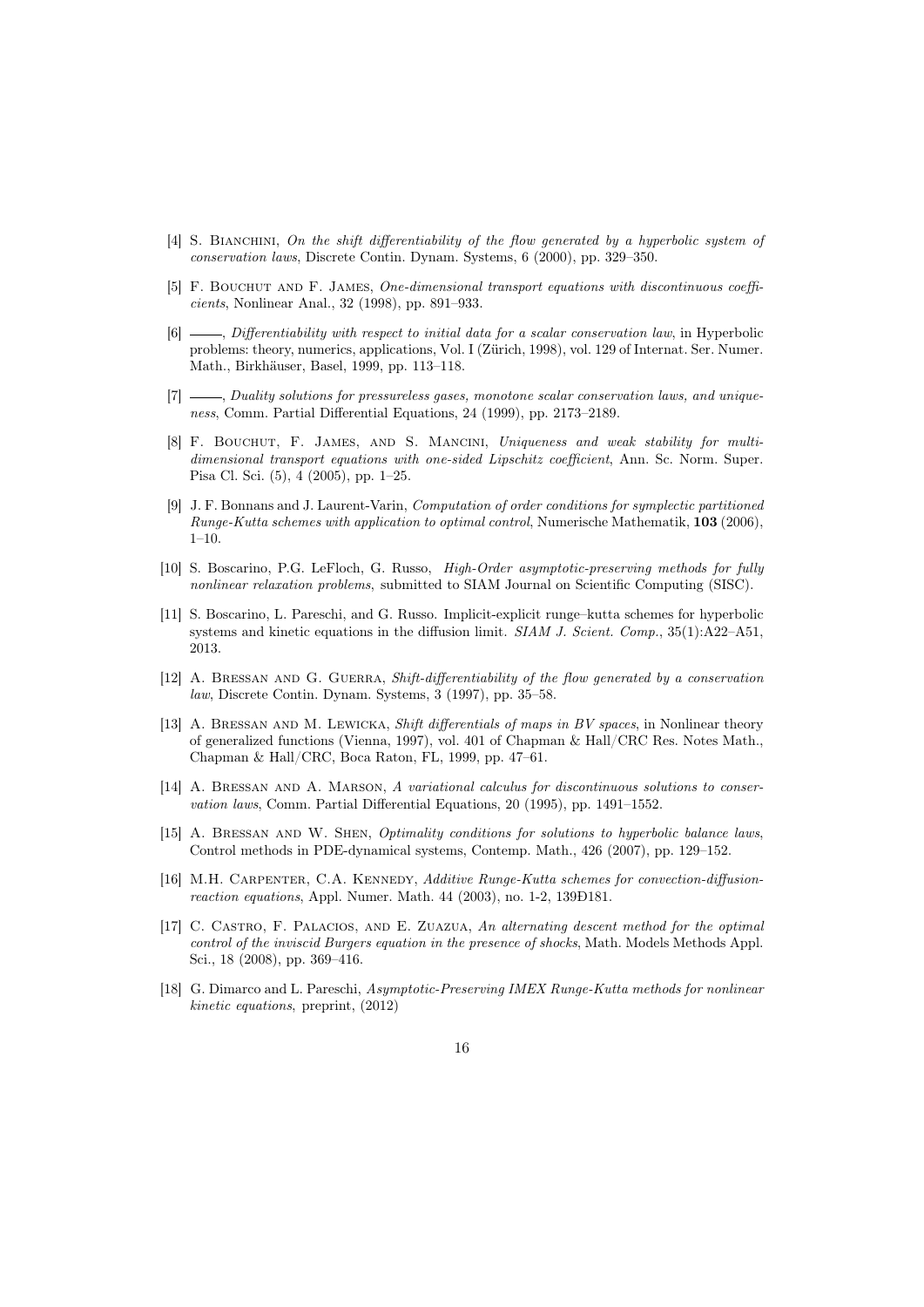[4] S. Bianchini, *On the shift differentiability of the flow generated by a hyperbolic system of conservation laws*, Discrete Contin. Dynam. Systems, 6 (2000), pp. 329–350.

[5] F. Bouchut and F. James, *One-dimensional transport equations with discontinuous coefficients*, Nonlinear Anal., 32 (1998), pp. 891–933.

[6] ——, *Differentiability with respect to initial data for a scalar conservation law*, in Hyperbolic problems: theory, numerics, applications, Vol. I (Zürich, 1998), vol. 129 of Internat. Ser. Numer. Math., Birkhäuser, Basel, 1999, pp. 113–118.

[7] ——, *Duality solutions for pressureless gases, monotone scalar conservation laws, and uniqueness*, Comm. Partial Differential Equations, 24 (1999), pp. 2173–2189.

[8] F. Bouchut, F. James, and S. Mancini, *Uniqueness and weak stability for multi-dimensional transport equations with one-sided Lipschitz coefficient*, Ann. Sc. Norm. Super. Pisa Cl. Sci. (5), 4 (2005), pp. 1–25.

[9] J. F. Bonnans and J. Laurent-Varin, *Computation of order conditions for symplectic partitioned Runge-Kutta schemes with application to optimal control*, Numerische Mathematik, **103** (2006), 1–10.

[10] S. Boscarino, P.G. LeFloch, G. Russo, *High-Order asymptotic-preserving methods for fully nonlinear relaxation problems*, submitted to SIAM Journal on Scientific Computing (SISC).

[11] S. Boscarino, L. Pareschi, and G. Russo. Implicit-explicit runge–kutta schemes for hyperbolic systems and kinetic equations in the diffusion limit. *SIAM J. Scient. Comp.*, 35(1):A22–A51, 2013.

[12] A. Bressan and G. Guerra, *Shift-differentiability of the flow generated by a conservation law*, Discrete Contin. Dynam. Systems, 3 (1997), pp. 35–58.

[13] A. Bressan and M. Lewicka, *Shift differentials of maps in BV spaces*, in Nonlinear theory of generalized functions (Vienna, 1997), vol. 401 of Chapman & Hall/CRC Res. Notes Math., Chapman & Hall/CRC, Boca Raton, FL, 1999, pp. 47–61.

[14] A. Bressan and A. Marson, *A variational calculus for discontinuous solutions to conservation laws*, Comm. Partial Differential Equations, 20 (1995), pp. 1491–1552.

[15] A. Bressan and W. Shen, *Optimality conditions for solutions to hyperbolic balance laws*, Control methods in PDE-dynamical systems, Contemp. Math., 426 (2007), pp. 129–152.

[16] M.H. Carpenter, C.A. Kennedy, *Additive Runge-Kutta schemes for convection-diffusion-reaction equations*, Appl. Numer. Math. 44 (2003), no. 1-2, 139Ð181.

[17] C. Castro, F. Palacios, and E. Zuazua, *An alternating descent method for the optimal control of the inviscid Burgers equation in the presence of shocks*, Math. Models Methods Appl. Sci., 18 (2008), pp. 369–416.

[18] G. Dimarco and L. Pareschi, *Asymptotic-Preserving IMEX Runge-Kutta methods for nonlinear kinetic equations*, preprint, (2012)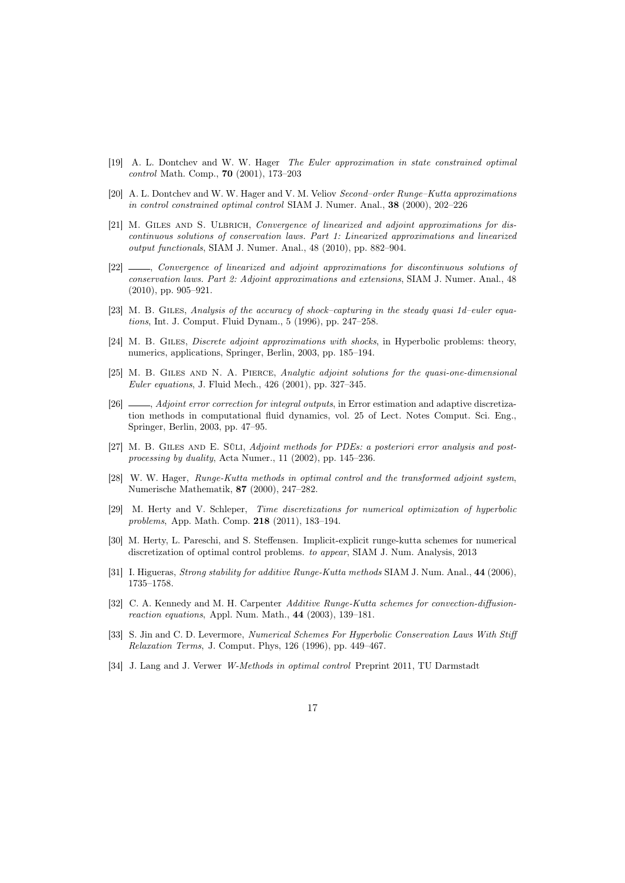[19] A. L. Dontchev and W. W. Hager *The Euler approximation in state constrained optimal control* Math. Comp., **70** (2001), 173–203

[20] A. L. Dontchev and W. W. Hager and V. M. Veliov *Second–order Runge–Kutta approximations in control constrained optimal control* SIAM J. Numer. Anal., **38** (2000), 202–226

[21] M. Giles and S. Ulbrich, *Convergence of linearized and adjoint approximations for discontinuous solutions of conservation laws. Part 1: Linearized approximations and linearized output functionals*, SIAM J. Numer. Anal., 48 (2010), pp. 882–904.

[22] ——, *Convergence of linearized and adjoint approximations for discontinuous solutions of conservation laws. Part 2: Adjoint approximations and extensions*, SIAM J. Numer. Anal., 48 (2010), pp. 905–921.

[23] M. B. Giles, *Analysis of the accuracy of shock–capturing in the steady quasi 1d–euler equations*, Int. J. Comput. Fluid Dynam., 5 (1996), pp. 247–258.

[24] M. B. Giles, *Discrete adjoint approximations with shocks*, in Hyperbolic problems: theory, numerics, applications, Springer, Berlin, 2003, pp. 185–194.

[25] M. B. Giles and N. A. Pierce, *Analytic adjoint solutions for the quasi-one-dimensional Euler equations*, J. Fluid Mech., 426 (2001), pp. 327–345.

[26] ——, *Adjoint error correction for integral outputs*, in Error estimation and adaptive discretization methods in computational fluid dynamics, vol. 25 of Lect. Notes Comput. Sci. Eng., Springer, Berlin, 2003, pp. 47–95.

[27] M. B. Giles and E. Süli, *Adjoint methods for PDEs: a posteriori error analysis and postprocessing by duality*, Acta Numer., 11 (2002), pp. 145–236.

[28] W. W. Hager, *Runge-Kutta methods in optimal control and the transformed adjoint system*, Numerische Mathematik, **87** (2000), 247–282.

[29] M. Herty and V. Schleper, *Time discretizations for numerical optimization of hyperbolic problems*, App. Math. Comp. **218** (2011), 183–194.

[30] M. Herty, L. Pareschi, and S. Steffensen. Implicit-explicit runge-kutta schemes for numerical discretization of optimal control problems. *to appear*, SIAM J. Num. Analysis, 2013

[31] I. Higueras, *Strong stability for additive Runge-Kutta methods* SIAM J. Num. Anal., **44** (2006), 1735–1758.

[32] C. A. Kennedy and M. H. Carpenter *Additive Runge-Kutta schemes for convection-diffusion-reaction equations*, Appl. Num. Math., **44** (2003), 139–181.

[33] S. Jin and C. D. Levermore, *Numerical Schemes For Hyperbolic Conservation Laws With Stiff Relaxation Terms*, J. Comput. Phys, 126 (1996), pp. 449–467.

[34] J. Lang and J. Verwer *W-Methods in optimal control* Preprint 2011, TU Darmstadt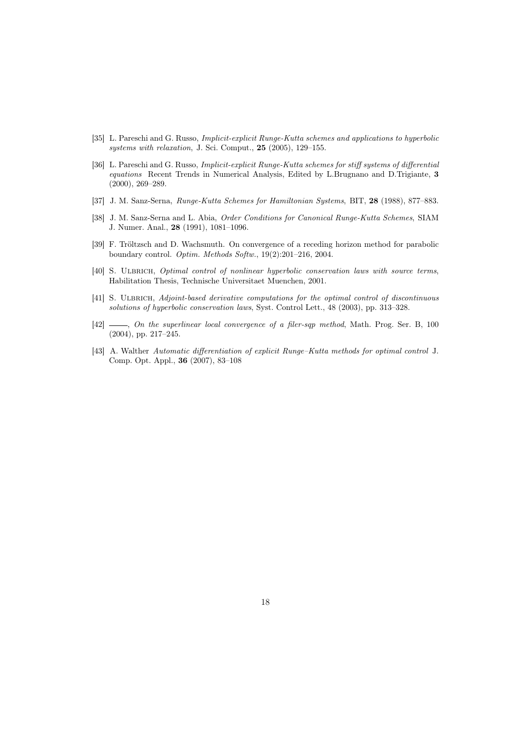[35] L. Pareschi and G. Russo, *Implicit-explicit Runge-Kutta schemes and applications to hyperbolic systems with relaxation*, J. Sci. Comput., **25** (2005), 129–155.

[36] L. Pareschi and G. Russo, *Implicit-explicit Runge-Kutta schemes for stiff systems of differential equations* Recent Trends in Numerical Analysis, Edited by L.Brugnano and D.Trigiante, **3** (2000), 269–289.

[37] J. M. Sanz-Serna, *Runge-Kutta Schemes for Hamiltonian Systems*, BIT, **28** (1988), 877–883.

[38] J. M. Sanz-Serna and L. Abia, *Order Conditions for Canonical Runge-Kutta Schemes*, SIAM J. Numer. Anal., **28** (1991), 1081–1096.

[39] F. Tröltzsch and D. Wachsmuth. On convergence of a receding horizon method for parabolic boundary control. *Optim. Methods Softw.*, 19(2):201–216, 2004.

[40] S. Ulbrich, *Optimal control of nonlinear hyperbolic conservation laws with source terms*, Habilitation Thesis, Technische Universitaet Muenchen, 2001.

[41] S. Ulbrich, *Adjoint-based derivative computations for the optimal control of discontinuous solutions of hyperbolic conservation laws*, Syst. Control Lett., 48 (2003), pp. 313–328.

[42] ——, *On the superlinear local convergence of a filer-sqp method*, Math. Prog. Ser. B, 100 (2004), pp. 217–245.

[43] A. Walther *Automatic differentiation of explicit Runge–Kutta methods for optimal control* J. Comp. Opt. Appl., **36** (2007), 83–108